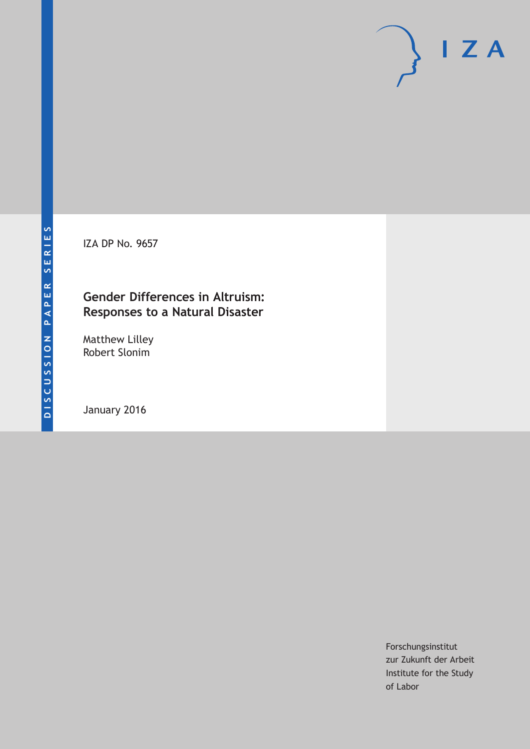DISCUSSION PAPER SERIES

IZA DP No. 9657

# Gender Differences in Altruism: Responses to a Natural Disaster

Matthew Lilley
Robert Slonim

January 2016

Forschungsinstitut
zur Zukunft der Arbeit
Institute for the Study
of Labor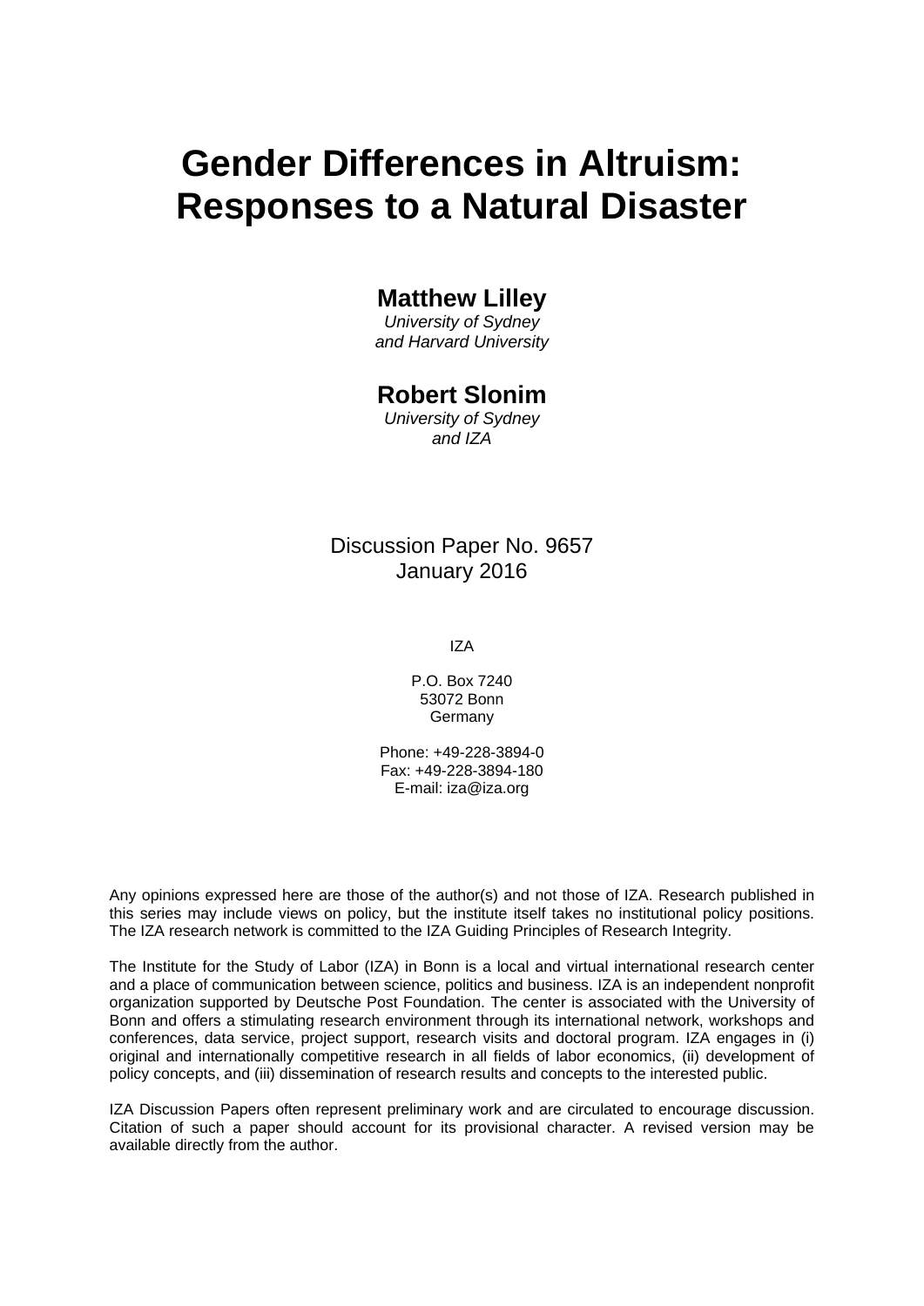# Gender Differences in Altruism: Responses to a Natural Disaster

**Matthew Lilley**
*University of Sydney and Harvard University*

**Robert Slonim**
*University of Sydney and IZA*

Discussion Paper No. 9657
January 2016

IZA

P.O. Box 7240
53072 Bonn
Germany

Phone: +49-228-3894-0
Fax: +49-228-3894-180
E-mail: iza@iza.org

Any opinions expressed here are those of the author(s) and not those of IZA. Research published in this series may include views on policy, but the institute itself takes no institutional policy positions. The IZA research network is committed to the IZA Guiding Principles of Research Integrity.

The Institute for the Study of Labor (IZA) in Bonn is a local and virtual international research center and a place of communication between science, politics and business. IZA is an independent nonprofit organization supported by Deutsche Post Foundation. The center is associated with the University of Bonn and offers a stimulating research environment through its international network, workshops and conferences, data service, project support, research visits and doctoral program. IZA engages in (i) original and internationally competitive research in all fields of labor economics, (ii) development of policy concepts, and (iii) dissemination of research results and concepts to the interested public.

IZA Discussion Papers often represent preliminary work and are circulated to encourage discussion. Citation of such a paper should account for its provisional character. A revised version may be available directly from the author.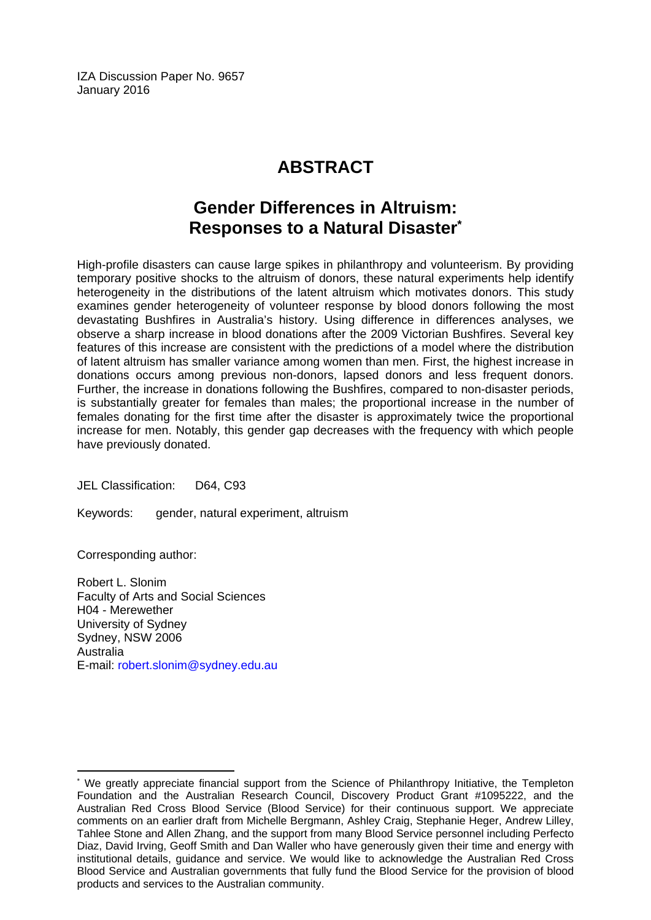IZA Discussion Paper No. 9657
January 2016

# ABSTRACT

## Gender Differences in Altruism: Responses to a Natural Disaster*

High-profile disasters can cause large spikes in philanthropy and volunteerism. By providing temporary positive shocks to the altruism of donors, these natural experiments help identify heterogeneity in the distributions of the latent altruism which motivates donors. This study examines gender heterogeneity of volunteer response by blood donors following the most devastating Bushfires in Australia's history. Using difference in differences analyses, we observe a sharp increase in blood donations after the 2009 Victorian Bushfires. Several key features of this increase are consistent with the predictions of a model where the distribution of latent altruism has smaller variance among women than men. First, the highest increase in donations occurs among previous non-donors, lapsed donors and less frequent donors. Further, the increase in donations following the Bushfires, compared to non-disaster periods, is substantially greater for females than males; the proportional increase in the number of females donating for the first time after the disaster is approximately twice the proportional increase for men. Notably, this gender gap decreases with the frequency with which people have previously donated.

JEL Classification: D64, C93

Keywords: gender, natural experiment, altruism

Corresponding author:

Robert L. Slonim
Faculty of Arts and Social Sciences
H04 - Merewether
University of Sydney
Sydney, NSW 2006
Australia
E-mail: robert.slonim@sydney.edu.au

---

* We greatly appreciate financial support from the Science of Philanthropy Initiative, the Templeton Foundation and the Australian Research Council, Discovery Product Grant #1095222, and the Australian Red Cross Blood Service (Blood Service) for their continuous support. We appreciate comments on an earlier draft from Michelle Bergmann, Ashley Craig, Stephanie Heger, Andrew Lilley, Tahlee Stone and Allen Zhang, and the support from many Blood Service personnel including Perfecto Diaz, David Irving, Geoff Smith and Dan Waller who have generously given their time and energy with institutional details, guidance and service. We would like to acknowledge the Australian Red Cross Blood Service and Australian governments that fully fund the Blood Service for the provision of blood products and services to the Australian community.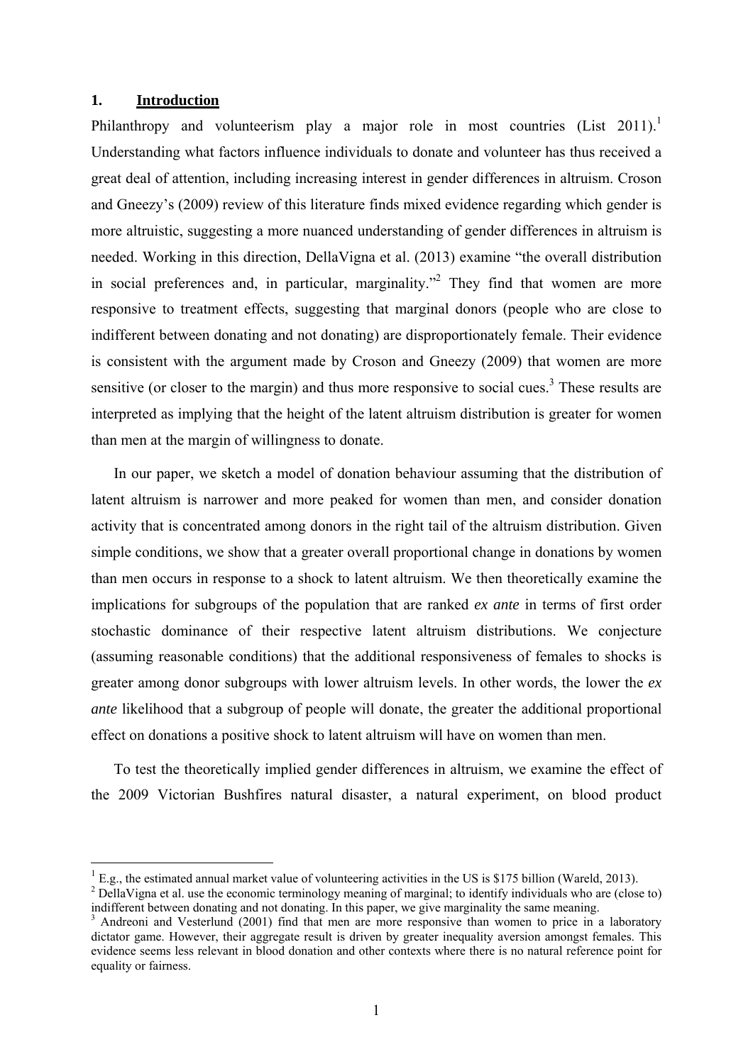## 1. Introduction

Philanthropy and volunteerism play a major role in most countries (List 2011).[1] Understanding what factors influence individuals to donate and volunteer has thus received a great deal of attention, including increasing interest in gender differences in altruism. Croson and Gneezy's (2009) review of this literature finds mixed evidence regarding which gender is more altruistic, suggesting a more nuanced understanding of gender differences in altruism is needed. Working in this direction, DellaVigna et al. (2013) examine "the overall distribution in social preferences and, in particular, marginality."[2] They find that women are more responsive to treatment effects, suggesting that marginal donors (people who are close to indifferent between donating and not donating) are disproportionately female. Their evidence is consistent with the argument made by Croson and Gneezy (2009) that women are more sensitive (or closer to the margin) and thus more responsive to social cues.[3] These results are interpreted as implying that the height of the latent altruism distribution is greater for women than men at the margin of willingness to donate.

In our paper, we sketch a model of donation behaviour assuming that the distribution of latent altruism is narrower and more peaked for women than men, and consider donation activity that is concentrated among donors in the right tail of the altruism distribution. Given simple conditions, we show that a greater overall proportional change in donations by women than men occurs in response to a shock to latent altruism. We then theoretically examine the implications for subgroups of the population that are ranked *ex ante* in terms of first order stochastic dominance of their respective latent altruism distributions. We conjecture (assuming reasonable conditions) that the additional responsiveness of females to shocks is greater among donor subgroups with lower altruism levels. In other words, the lower the *ex ante* likelihood that a subgroup of people will donate, the greater the additional proportional effect on donations a positive shock to latent altruism will have on women than men.

To test the theoretically implied gender differences in altruism, we examine the effect of the 2009 Victorian Bushfires natural disaster, a natural experiment, on blood product

[1] E.g., the estimated annual market value of volunteering activities in the US is $175 billion (Wareld, 2013).

[2] DellaVigna et al. use the economic terminology meaning of marginal; to identify individuals who are (close to) indifferent between donating and not donating. In this paper, we give marginality the same meaning.

[3] Andreoni and Vesterlund (2001) find that men are more responsive than women to price in a laboratory dictator game. However, their aggregate result is driven by greater inequality aversion amongst females. This evidence seems less relevant in blood donation and other contexts where there is no natural reference point for equality or fairness.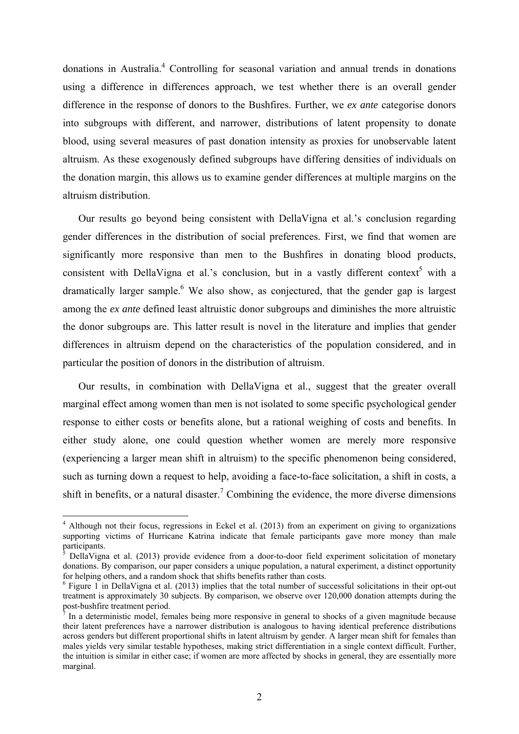donations in Australia.[4] Controlling for seasonal variation and annual trends in donations using a difference in differences approach, we test whether there is an overall gender difference in the response of donors to the Bushfires. Further, we *ex ante* categorise donors into subgroups with different, and narrower, distributions of latent propensity to donate blood, using several measures of past donation intensity as proxies for unobservable latent altruism. As these exogenously defined subgroups have differing densities of individuals on the donation margin, this allows us to examine gender differences at multiple margins on the altruism distribution.

Our results go beyond being consistent with DellaVigna et al.'s conclusion regarding gender differences in the distribution of social preferences. First, we find that women are significantly more responsive than men to the Bushfires in donating blood products, consistent with DellaVigna et al.'s conclusion, but in a vastly different context[5] with a dramatically larger sample.[6] We also show, as conjectured, that the gender gap is largest among the *ex ante* defined least altruistic donor subgroups and diminishes the more altruistic the donor subgroups are. This latter result is novel in the literature and implies that gender differences in altruism depend on the characteristics of the population considered, and in particular the position of donors in the distribution of altruism.

Our results, in combination with DellaVigna et al., suggest that the greater overall marginal effect among women than men is not isolated to some specific psychological gender response to either costs or benefits alone, but a rational weighing of costs and benefits. In either study alone, one could question whether women are merely more responsive (experiencing a larger mean shift in altruism) to the specific phenomenon being considered, such as turning down a request to help, avoiding a face-to-face solicitation, a shift in costs, a shift in benefits, or a natural disaster.[7] Combining the evidence, the more diverse dimensions

---

[4] Although not their focus, regressions in Eckel et al. (2013) from an experiment on giving to organizations supporting victims of Hurricane Katrina indicate that female participants gave more money than male participants.

[5] DellaVigna et al. (2013) provide evidence from a door-to-door field experiment solicitation of monetary donations. By comparison, our paper considers a unique population, a natural experiment, a distinct opportunity for helping others, and a random shock that shifts benefits rather than costs.

[6] Figure 1 in DellaVigna et al. (2013) implies that the total number of successful solicitations in their opt-out treatment is approximately 30 subjects. By comparison, we observe over 120,000 donation attempts during the post-bushfire treatment period.

[7] In a deterministic model, females being more responsive in general to shocks of a given magnitude because their latent preferences have a narrower distribution is analogous to having identical preference distributions across genders but different proportional shifts in latent altruism by gender. A larger mean shift for females than males yields very similar testable hypotheses, making strict differentiation in a single context difficult. Further, the intuition is similar in either case; if women are more affected by shocks in general, they are essentially more marginal.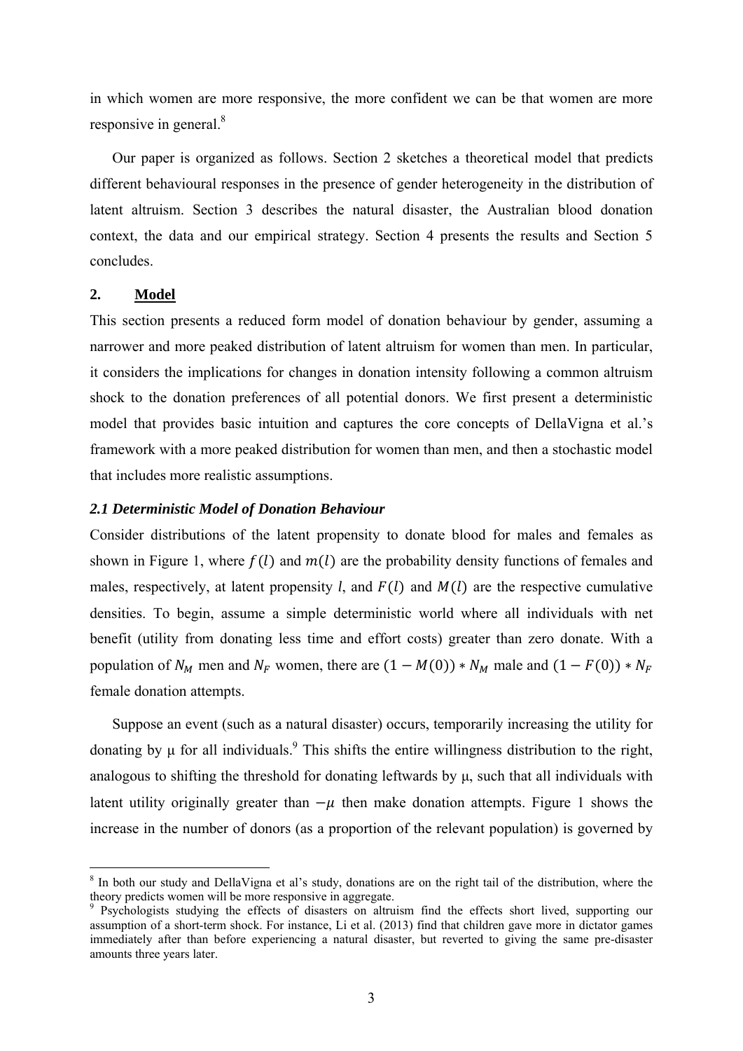in which women are more responsive, the more confident we can be that women are more responsive in general.[8]

Our paper is organized as follows. Section 2 sketches a theoretical model that predicts different behavioural responses in the presence of gender heterogeneity in the distribution of latent altruism. Section 3 describes the natural disaster, the Australian blood donation context, the data and our empirical strategy. Section 4 presents the results and Section 5 concludes.

## 2. Model

This section presents a reduced form model of donation behaviour by gender, assuming a narrower and more peaked distribution of latent altruism for women than men. In particular, it considers the implications for changes in donation intensity following a common altruism shock to the donation preferences of all potential donors. We first present a deterministic model that provides basic intuition and captures the core concepts of DellaVigna et al.'s framework with a more peaked distribution for women than men, and then a stochastic model that includes more realistic assumptions.

### *2.1 Deterministic Model of Donation Behaviour*

Consider distributions of the latent propensity to donate blood for males and females as shown in Figure 1, where $f(l)$ and $m(l)$ are the probability density functions of females and males, respectively, at latent propensity $l$, and $F(l)$ and $M(l)$ are the respective cumulative densities. To begin, assume a simple deterministic world where all individuals with net benefit (utility from donating less time and effort costs) greater than zero donate. With a population of $N_M$ men and $N_F$ women, there are $(1 - M(0)) * N_M$ male and $(1 - F(0)) * N_F$ female donation attempts.

Suppose an event (such as a natural disaster) occurs, temporarily increasing the utility for donating by μ for all individuals.[9] This shifts the entire willingness distribution to the right, analogous to shifting the threshold for donating leftwards by μ, such that all individuals with latent utility originally greater than $-\mu$ then make donation attempts. Figure 1 shows the increase in the number of donors (as a proportion of the relevant population) is governed by

---

[8] In both our study and DellaVigna et al's study, donations are on the right tail of the distribution, where the theory predicts women will be more responsive in aggregate.

[9] Psychologists studying the effects of disasters on altruism find the effects short lived, supporting our assumption of a short-term shock. For instance, Li et al. (2013) find that children gave more in dictator games immediately after than before experiencing a natural disaster, but reverted to giving the same pre-disaster amounts three years later.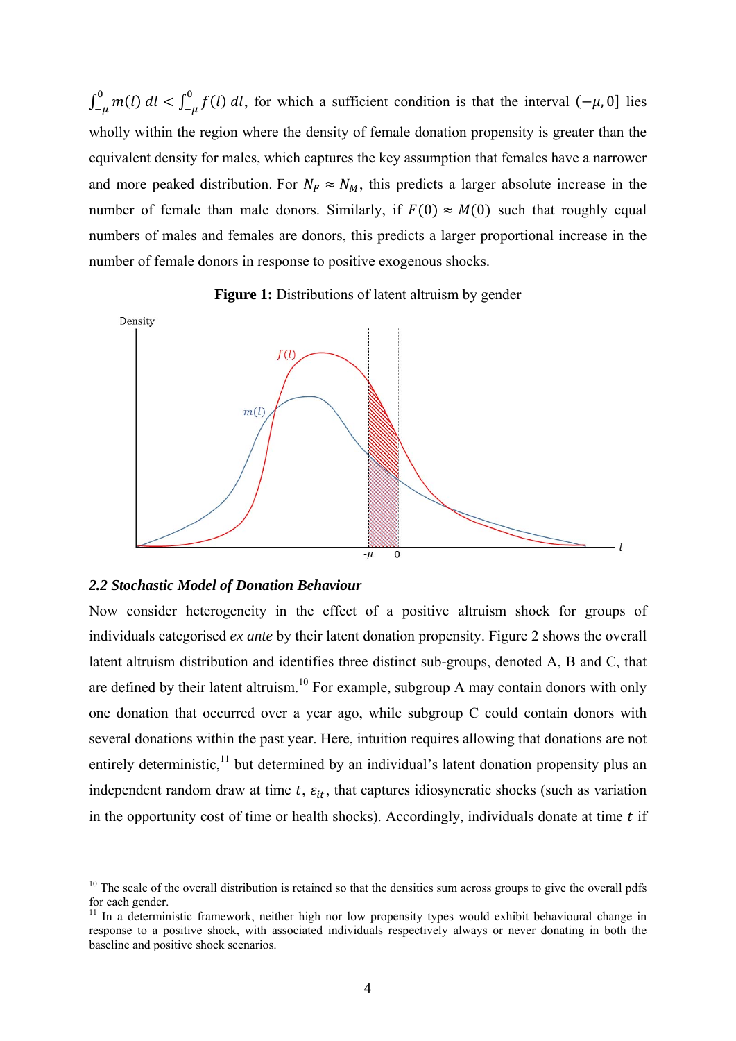$\int_{-\mu}^{0} m(l)\, dl < \int_{-\mu}^{0} f(l)\, dl$, for which a sufficient condition is that the interval $(-\mu, 0]$ lies wholly within the region where the density of female donation propensity is greater than the equivalent density for males, which captures the key assumption that females have a narrower and more peaked distribution. For $N_F \approx N_M$, this predicts a larger absolute increase in the number of female than male donors. Similarly, if $F(0) \approx M(0)$ such that roughly equal numbers of males and females are donors, this predicts a larger proportional increase in the number of female donors in response to positive exogenous shocks.

**Figure 1:** Distributions of latent altruism by gender

### *2.2 Stochastic Model of Donation Behaviour*

Now consider heterogeneity in the effect of a positive altruism shock for groups of individuals categorised *ex ante* by their latent donation propensity. Figure 2 shows the overall latent altruism distribution and identifies three distinct sub-groups, denoted A, B and C, that are defined by their latent altruism.[10] For example, subgroup A may contain donors with only one donation that occurred over a year ago, while subgroup C could contain donors with several donations within the past year. Here, intuition requires allowing that donations are not entirely deterministic,[11] but determined by an individual's latent donation propensity plus an independent random draw at time $t$, $\varepsilon_{it}$, that captures idiosyncratic shocks (such as variation in the opportunity cost of time or health shocks). Accordingly, individuals donate at time $t$ if

[10] The scale of the overall distribution is retained so that the densities sum across groups to give the overall pdfs for each gender.

[11] In a deterministic framework, neither high nor low propensity types would exhibit behavioural change in response to a positive shock, with associated individuals respectively always or never donating in both the baseline and positive shock scenarios.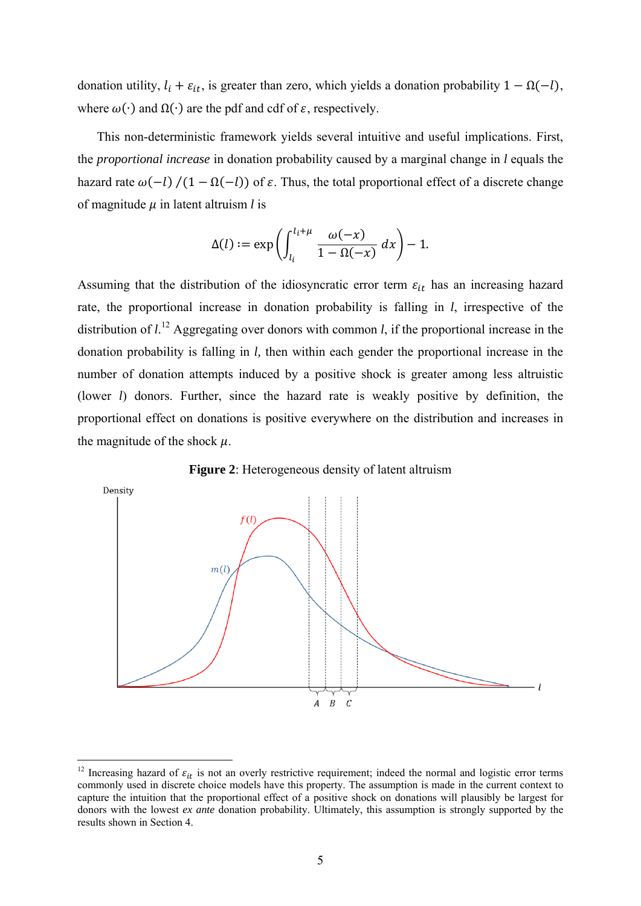donation utility, $l_i + \varepsilon_{it}$, is greater than zero, which yields a donation probability $1 - \Omega(-l)$, where $\omega(\cdot)$ and $\Omega(\cdot)$ are the pdf and cdf of $\varepsilon$, respectively.

This non-deterministic framework yields several intuitive and useful implications. First, the *proportional increase* in donation probability caused by a marginal change in $l$ equals the hazard rate $\omega(-l)/(1 - \Omega(-l))$ of $\varepsilon$. Thus, the total proportional effect of a discrete change of magnitude $\mu$ in latent altruism $l$ is

$$\Delta(l) := \exp\left(\int_{l_i}^{l_i+\mu} \frac{\omega(-x)}{1 - \Omega(-x)}\, dx\right) - 1.$$

Assuming that the distribution of the idiosyncratic error term $\varepsilon_{it}$ has an increasing hazard rate, the proportional increase in donation probability is falling in $l$, irrespective of the distribution of $l$.[12] Aggregating over donors with common $l$, if the proportional increase in the donation probability is falling in $l$, then within each gender the proportional increase in the number of donation attempts induced by a positive shock is greater among less altruistic (lower $l$) donors. Further, since the hazard rate is weakly positive by definition, the proportional effect on donations is positive everywhere on the distribution and increases in the magnitude of the shock $\mu$.

**Figure 2**: Heterogeneous density of latent altruism

[12] Increasing hazard of $\varepsilon_{it}$ is not an overly restrictive requirement; indeed the normal and logistic error terms commonly used in discrete choice models have this property. The assumption is made in the current context to capture the intuition that the proportional effect of a positive shock on donations will plausibly be largest for donors with the lowest *ex ante* donation probability. Ultimately, this assumption is strongly supported by the results shown in Section 4.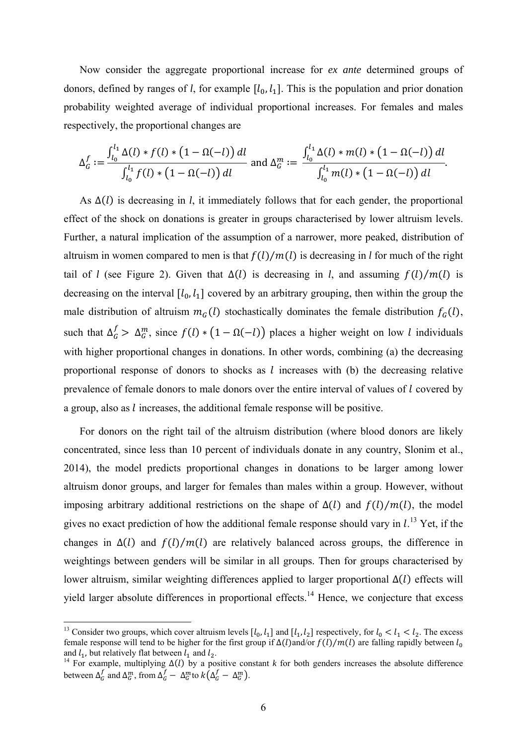Now consider the aggregate proportional increase for *ex ante* determined groups of donors, defined by ranges of *l*, for example $[l_0, l_1]$. This is the population and prior donation probability weighted average of individual proportional increases. For females and males respectively, the proportional changes are

$$\Delta_G^f := \frac{\int_{l_0}^{l_1} \Delta(l) * f(l) * \left(1 - \Omega(-l)\right) dl}{\int_{l_0}^{l_1} f(l) * \left(1 - \Omega(-l)\right) dl} \text{ and } \Delta_G^m := \frac{\int_{l_0}^{l_1} \Delta(l) * m(l) * \left(1 - \Omega(-l)\right) dl}{\int_{l_0}^{l_1} m(l) * \left(1 - \Omega(-l)\right) dl}.$$

As $\Delta(l)$ is decreasing in *l*, it immediately follows that for each gender, the proportional effect of the shock on donations is greater in groups characterised by lower altruism levels. Further, a natural implication of the assumption of a narrower, more peaked, distribution of altruism in women compared to men is that $f(l)/m(l)$ is decreasing in *l* for much of the right tail of *l* (see Figure 2). Given that $\Delta(l)$ is decreasing in *l*, and assuming $f(l)/m(l)$ is decreasing on the interval $[l_0, l_1]$ covered by an arbitrary grouping, then within the group the male distribution of altruism $m_G(l)$ stochastically dominates the female distribution $f_G(l)$, such that $\Delta_G^f > \Delta_G^m$, since $f(l) * \left(1 - \Omega(-l)\right)$ places a higher weight on low $l$ individuals with higher proportional changes in donations. In other words, combining (a) the decreasing proportional response of donors to shocks as $l$ increases with (b) the decreasing relative prevalence of female donors to male donors over the entire interval of values of $l$ covered by a group, also as $l$ increases, the additional female response will be positive.

For donors on the right tail of the altruism distribution (where blood donors are likely concentrated, since less than 10 percent of individuals donate in any country, Slonim et al., 2014), the model predicts proportional changes in donations to be larger among lower altruism donor groups, and larger for females than males within a group. However, without imposing arbitrary additional restrictions on the shape of $\Delta(l)$ and $f(l)/m(l)$, the model gives no exact prediction of how the additional female response should vary in $l$.[13] Yet, if the changes in $\Delta(l)$ and $f(l)/m(l)$ are relatively balanced across groups, the difference in weightings between genders will be similar in all groups. Then for groups characterised by lower altruism, similar weighting differences applied to larger proportional $\Delta(l)$ effects will yield larger absolute differences in proportional effects.[14] Hence, we conjecture that excess

---

[13] Consider two groups, which cover altruism levels $[l_0, l_1]$ and $[l_1, l_2]$ respectively, for $l_0 < l_1 < l_2$. The excess female response will tend to be higher for the first group if $\Delta(l)$and/or $f(l)/m(l)$ are falling rapidly between $l_0$ and $l_1$, but relatively flat between $l_1$ and $l_2$.

[14] For example, multiplying $\Delta(l)$ by a positive constant *k* for both genders increases the absolute difference between $\Delta_G^f$ and $\Delta_G^m$, from $\Delta_G^f - \Delta_G^m$ to $k\left(\Delta_G^f - \Delta_G^m\right)$.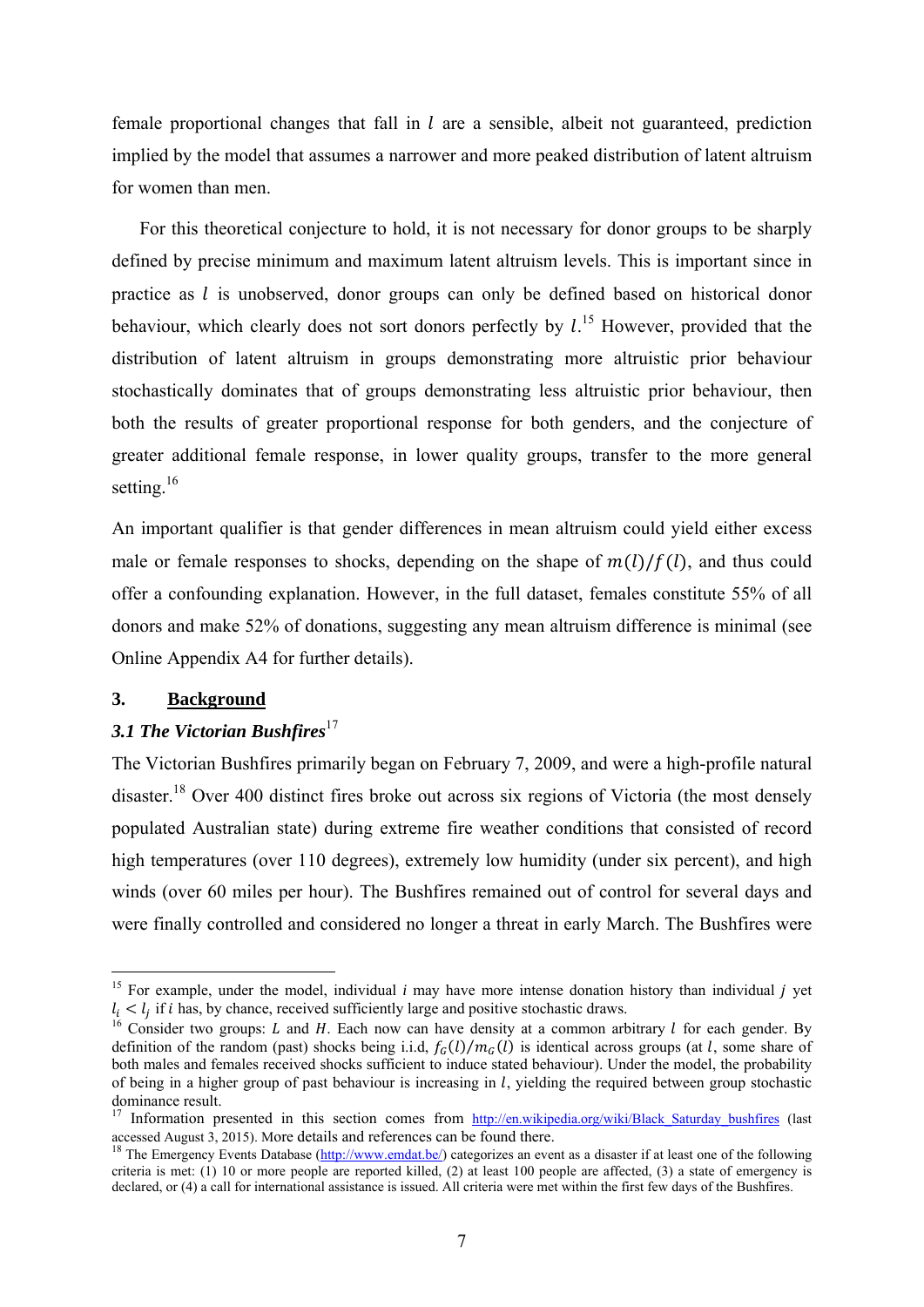female proportional changes that fall in $l$ are a sensible, albeit not guaranteed, prediction implied by the model that assumes a narrower and more peaked distribution of latent altruism for women than men.

For this theoretical conjecture to hold, it is not necessary for donor groups to be sharply defined by precise minimum and maximum latent altruism levels. This is important since in practice as $l$ is unobserved, donor groups can only be defined based on historical donor behaviour, which clearly does not sort donors perfectly by $l$.[15] However, provided that the distribution of latent altruism in groups demonstrating more altruistic prior behaviour stochastically dominates that of groups demonstrating less altruistic prior behaviour, then both the results of greater proportional response for both genders, and the conjecture of greater additional female response, in lower quality groups, transfer to the more general setting.[16]

An important qualifier is that gender differences in mean altruism could yield either excess male or female responses to shocks, depending on the shape of $m(l)/f(l)$, and thus could offer a confounding explanation. However, in the full dataset, females constitute 55% of all donors and make 52% of donations, suggesting any mean altruism difference is minimal (see Online Appendix A4 for further details).

## 3. Background

### *3.1 The Victorian Bushfires*[17]

The Victorian Bushfires primarily began on February 7, 2009, and were a high-profile natural disaster.[18] Over 400 distinct fires broke out across six regions of Victoria (the most densely populated Australian state) during extreme fire weather conditions that consisted of record high temperatures (over 110 degrees), extremely low humidity (under six percent), and high winds (over 60 miles per hour). The Bushfires remained out of control for several days and were finally controlled and considered no longer a threat in early March. The Bushfires were

---

[15] For example, under the model, individual $i$ may have more intense donation history than individual $j$ yet $l_i < l_j$ if $i$ has, by chance, received sufficiently large and positive stochastic draws.

[16] Consider two groups: $L$ and $H$. Each now can have density at a common arbitrary $l$ for each gender. By definition of the random (past) shocks being i.i.d, $f_G(l)/m_G(l)$ is identical across groups (at $l$, some share of both males and females received shocks sufficient to induce stated behaviour). Under the model, the probability of being in a higher group of past behaviour is increasing in $l$, yielding the required between group stochastic dominance result.

[17] Information presented in this section comes from http://en.wikipedia.org/wiki/Black_Saturday_bushfires (last accessed August 3, 2015). More details and references can be found there.

[18] The Emergency Events Database (http://www.emdat.be/) categorizes an event as a disaster if at least one of the following criteria is met: (1) 10 or more people are reported killed, (2) at least 100 people are affected, (3) a state of emergency is declared, or (4) a call for international assistance is issued. All criteria were met within the first few days of the Bushfires.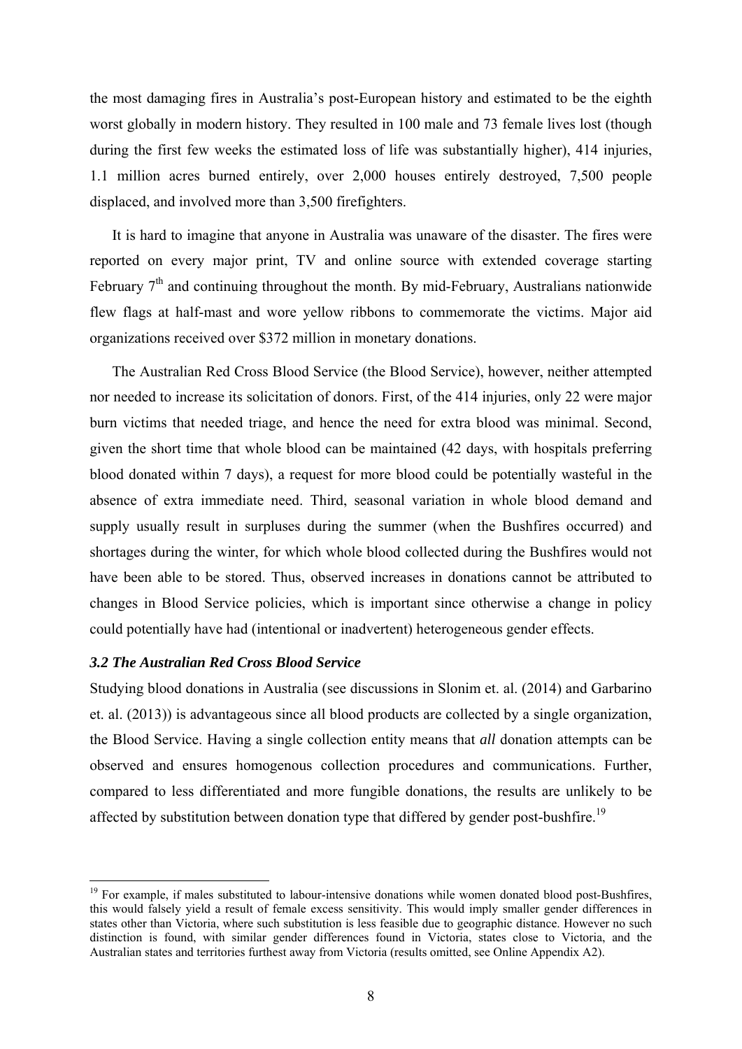the most damaging fires in Australia's post-European history and estimated to be the eighth worst globally in modern history. They resulted in 100 male and 73 female lives lost (though during the first few weeks the estimated loss of life was substantially higher), 414 injuries, 1.1 million acres burned entirely, over 2,000 houses entirely destroyed, 7,500 people displaced, and involved more than 3,500 firefighters.

It is hard to imagine that anyone in Australia was unaware of the disaster. The fires were reported on every major print, TV and online source with extended coverage starting February 7th and continuing throughout the month. By mid-February, Australians nationwide flew flags at half-mast and wore yellow ribbons to commemorate the victims. Major aid organizations received over $372 million in monetary donations.

The Australian Red Cross Blood Service (the Blood Service), however, neither attempted nor needed to increase its solicitation of donors. First, of the 414 injuries, only 22 were major burn victims that needed triage, and hence the need for extra blood was minimal. Second, given the short time that whole blood can be maintained (42 days, with hospitals preferring blood donated within 7 days), a request for more blood could be potentially wasteful in the absence of extra immediate need. Third, seasonal variation in whole blood demand and supply usually result in surpluses during the summer (when the Bushfires occurred) and shortages during the winter, for which whole blood collected during the Bushfires would not have been able to be stored. Thus, observed increases in donations cannot be attributed to changes in Blood Service policies, which is important since otherwise a change in policy could potentially have had (intentional or inadvertent) heterogeneous gender effects.

### *3.2 The Australian Red Cross Blood Service*

Studying blood donations in Australia (see discussions in Slonim et. al. (2014) and Garbarino et. al. (2013)) is advantageous since all blood products are collected by a single organization, the Blood Service. Having a single collection entity means that *all* donation attempts can be observed and ensures homogenous collection procedures and communications. Further, compared to less differentiated and more fungible donations, the results are unlikely to be affected by substitution between donation type that differed by gender post-bushfire.[19]

---

[19] For example, if males substituted to labour-intensive donations while women donated blood post-Bushfires, this would falsely yield a result of female excess sensitivity. This would imply smaller gender differences in states other than Victoria, where such substitution is less feasible due to geographic distance. However no such distinction is found, with similar gender differences found in Victoria, states close to Victoria, and the Australian states and territories furthest away from Victoria (results omitted, see Online Appendix A2).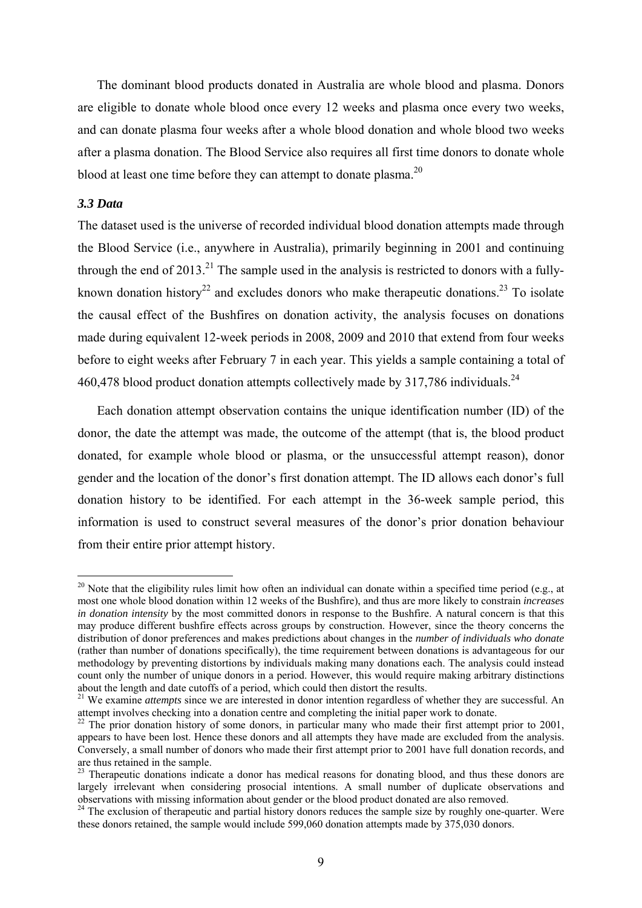The dominant blood products donated in Australia are whole blood and plasma. Donors are eligible to donate whole blood once every 12 weeks and plasma once every two weeks, and can donate plasma four weeks after a whole blood donation and whole blood two weeks after a plasma donation. The Blood Service also requires all first time donors to donate whole blood at least one time before they can attempt to donate plasma.[20]

### *3.3 Data*

The dataset used is the universe of recorded individual blood donation attempts made through the Blood Service (i.e., anywhere in Australia), primarily beginning in 2001 and continuing through the end of 2013.[21] The sample used in the analysis is restricted to donors with a fully-known donation history[22] and excludes donors who make therapeutic donations.[23] To isolate the causal effect of the Bushfires on donation activity, the analysis focuses on donations made during equivalent 12-week periods in 2008, 2009 and 2010 that extend from four weeks before to eight weeks after February 7 in each year. This yields a sample containing a total of 460,478 blood product donation attempts collectively made by 317,786 individuals.[24]

Each donation attempt observation contains the unique identification number (ID) of the donor, the date the attempt was made, the outcome of the attempt (that is, the blood product donated, for example whole blood or plasma, or the unsuccessful attempt reason), donor gender and the location of the donor's first donation attempt. The ID allows each donor's full donation history to be identified. For each attempt in the 36-week sample period, this information is used to construct several measures of the donor's prior donation behaviour from their entire prior attempt history.

---

[20] Note that the eligibility rules limit how often an individual can donate within a specified time period (e.g., at most one whole blood donation within 12 weeks of the Bushfire), and thus are more likely to constrain *increases in donation intensity* by the most committed donors in response to the Bushfire. A natural concern is that this may produce different bushfire effects across groups by construction. However, since the theory concerns the distribution of donor preferences and makes predictions about changes in the *number of individuals who donate* (rather than number of donations specifically), the time requirement between donations is advantageous for our methodology by preventing distortions by individuals making many donations each. The analysis could instead count only the number of unique donors in a period. However, this would require making arbitrary distinctions about the length and date cutoffs of a period, which could then distort the results.

[21] We examine *attempts* since we are interested in donor intention regardless of whether they are successful. An attempt involves checking into a donation centre and completing the initial paper work to donate.

[22] The prior donation history of some donors, in particular many who made their first attempt prior to 2001, appears to have been lost. Hence these donors and all attempts they have made are excluded from the analysis. Conversely, a small number of donors who made their first attempt prior to 2001 have full donation records, and are thus retained in the sample.

[23] Therapeutic donations indicate a donor has medical reasons for donating blood, and thus these donors are largely irrelevant when considering prosocial intentions. A small number of duplicate observations and observations with missing information about gender or the blood product donated are also removed.

[24] The exclusion of therapeutic and partial history donors reduces the sample size by roughly one-quarter. Were these donors retained, the sample would include 599,060 donation attempts made by 375,030 donors.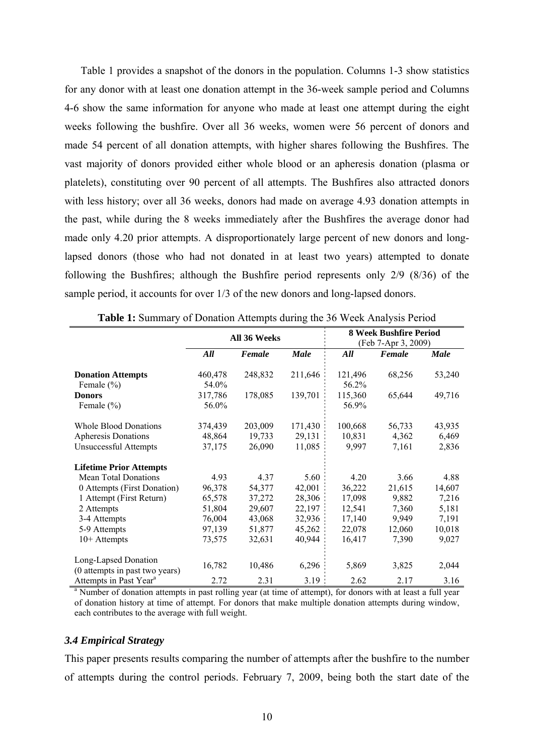Table 1 provides a snapshot of the donors in the population. Columns 1-3 show statistics for any donor with at least one donation attempt in the 36-week sample period and Columns 4-6 show the same information for anyone who made at least one attempt during the eight weeks following the bushfire. Over all 36 weeks, women were 56 percent of donors and made 54 percent of all donation attempts, with higher shares following the Bushfires. The vast majority of donors provided either whole blood or an apheresis donation (plasma or platelets), constituting over 90 percent of all attempts. The Bushfires also attracted donors with less history; over all 36 weeks, donors had made on average 4.93 donation attempts in the past, while during the 8 weeks immediately after the Bushfires the average donor had made only 4.20 prior attempts. A disproportionately large percent of new donors and long-lapsed donors (those who had not donated in at least two years) attempted to donate following the Bushfires; although the Bushfire period represents only 2/9 (8/36) of the sample period, it accounts for over 1/3 of the new donors and long-lapsed donors.

**Table 1:** Summary of Donation Attempts during the 36 Week Analysis Period

| | **All 36 Weeks** | | | **8 Week Bushfire Period** (Feb 7-Apr 3, 2009) | | |
|---|---|---|---|---|---|---|
| | ***All*** | ***Female*** | ***Male*** | ***All*** | ***Female*** | ***Male*** |
| **Donation Attempts** | 460,478 | 248,832 | 211,646 | 121,496 | 68,256 | 53,240 |
| Female (%) | 54.0% | | | 56.2% | | |
| **Donors** | 317,786 | 178,085 | 139,701 | 115,360 | 65,644 | 49,716 |
| Female (%) | 56.0% | | | 56.9% | | |
| Whole Blood Donations | 374,439 | 203,009 | 171,430 | 100,668 | 56,733 | 43,935 |
| Apheresis Donations | 48,864 | 19,733 | 29,131 | 10,831 | 4,362 | 6,469 |
| Unsuccessful Attempts | 37,175 | 26,090 | 11,085 | 9,997 | 7,161 | 2,836 |
| **Lifetime Prior Attempts** | | | | | | |
| Mean Total Donations | 4.93 | 4.37 | 5.60 | 4.20 | 3.66 | 4.88 |
| 0 Attempts (First Donation) | 96,378 | 54,377 | 42,001 | 36,222 | 21,615 | 14,607 |
| 1 Attempt (First Return) | 65,578 | 37,272 | 28,306 | 17,098 | 9,882 | 7,216 |
| 2 Attempts | 51,804 | 29,607 | 22,197 | 12,541 | 7,360 | 5,181 |
| 3-4 Attempts | 76,004 | 43,068 | 32,936 | 17,140 | 9,949 | 7,191 |
| 5-9 Attempts | 97,139 | 51,877 | 45,262 | 22,078 | 12,060 | 10,018 |
| 10+ Attempts | 73,575 | 32,631 | 40,944 | 16,417 | 7,390 | 9,027 |
| Long-Lapsed Donation (0 attempts in past two years) | 16,782 | 10,486 | 6,296 | 5,869 | 3,825 | 2,044 |
| Attempts in Past Year[a] | 2.72 | 2.31 | 3.19 | 2.62 | 2.17 | 3.16 |

[a] Number of donation attempts in past rolling year (at time of attempt), for donors with at least a full year of donation history at time of attempt. For donors that make multiple donation attempts during window, each contributes to the average with full weight.

### *3.4 Empirical Strategy*

This paper presents results comparing the number of attempts after the bushfire to the number of attempts during the control periods. February 7, 2009, being both the start date of the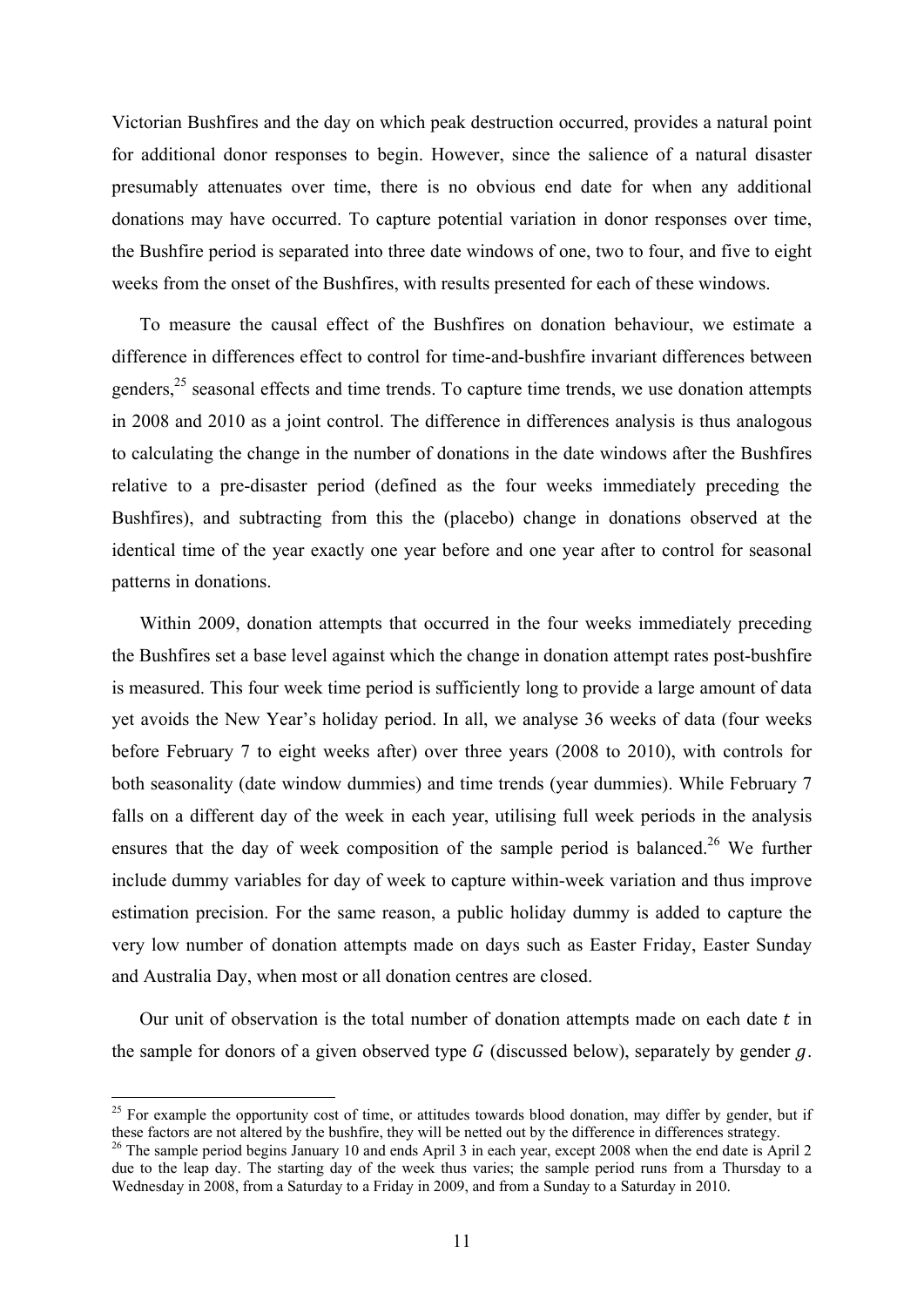Victorian Bushfires and the day on which peak destruction occurred, provides a natural point for additional donor responses to begin. However, since the salience of a natural disaster presumably attenuates over time, there is no obvious end date for when any additional donations may have occurred. To capture potential variation in donor responses over time, the Bushfire period is separated into three date windows of one, two to four, and five to eight weeks from the onset of the Bushfires, with results presented for each of these windows.

To measure the causal effect of the Bushfires on donation behaviour, we estimate a difference in differences effect to control for time-and-bushfire invariant differences between genders,[25] seasonal effects and time trends. To capture time trends, we use donation attempts in 2008 and 2010 as a joint control. The difference in differences analysis is thus analogous to calculating the change in the number of donations in the date windows after the Bushfires relative to a pre-disaster period (defined as the four weeks immediately preceding the Bushfires), and subtracting from this the (placebo) change in donations observed at the identical time of the year exactly one year before and one year after to control for seasonal patterns in donations.

Within 2009, donation attempts that occurred in the four weeks immediately preceding the Bushfires set a base level against which the change in donation attempt rates post-bushfire is measured. This four week time period is sufficiently long to provide a large amount of data yet avoids the New Year's holiday period. In all, we analyse 36 weeks of data (four weeks before February 7 to eight weeks after) over three years (2008 to 2010), with controls for both seasonality (date window dummies) and time trends (year dummies). While February 7 falls on a different day of the week in each year, utilising full week periods in the analysis ensures that the day of week composition of the sample period is balanced.[26] We further include dummy variables for day of week to capture within-week variation and thus improve estimation precision. For the same reason, a public holiday dummy is added to capture the very low number of donation attempts made on days such as Easter Friday, Easter Sunday and Australia Day, when most or all donation centres are closed.

Our unit of observation is the total number of donation attempts made on each date $t$ in the sample for donors of a given observed type $G$ (discussed below), separately by gender $g$.

[25] For example the opportunity cost of time, or attitudes towards blood donation, may differ by gender, but if these factors are not altered by the bushfire, they will be netted out by the difference in differences strategy.

[26] The sample period begins January 10 and ends April 3 in each year, except 2008 when the end date is April 2 due to the leap day. The starting day of the week thus varies; the sample period runs from a Thursday to a Wednesday in 2008, from a Saturday to a Friday in 2009, and from a Sunday to a Saturday in 2010.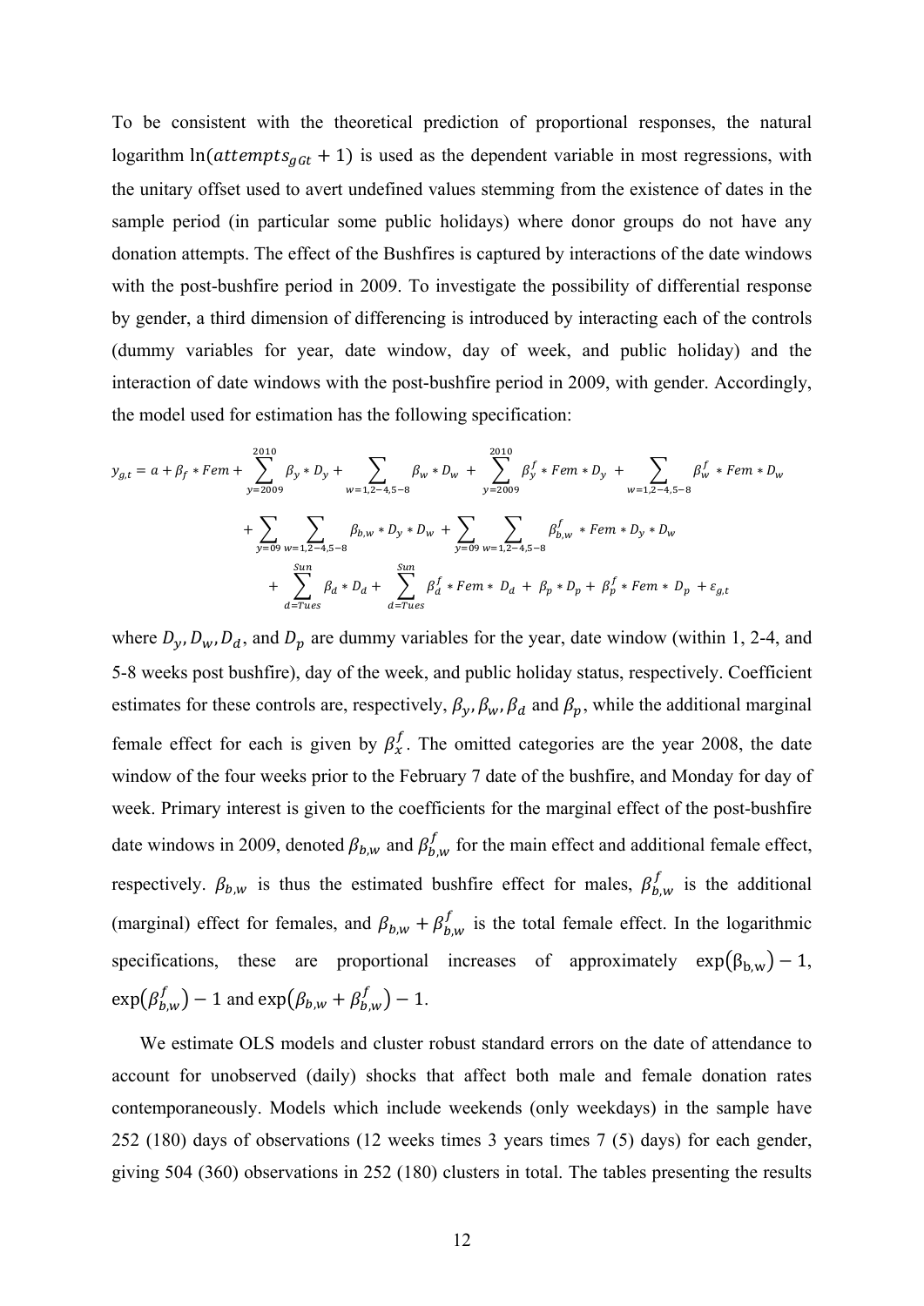To be consistent with the theoretical prediction of proportional responses, the natural logarithm $\ln(attempts_{gGt} + 1)$ is used as the dependent variable in most regressions, with the unitary offset used to avert undefined values stemming from the existence of dates in the sample period (in particular some public holidays) where donor groups do not have any donation attempts. The effect of the Bushfires is captured by interactions of the date windows with the post-bushfire period in 2009. To investigate the possibility of differential response by gender, a third dimension of differencing is introduced by interacting each of the controls (dummy variables for year, date window, day of week, and public holiday) and the interaction of date windows with the post-bushfire period in 2009, with gender. Accordingly, the model used for estimation has the following specification:

$$
\begin{aligned}
y_{g,t} = a + \beta_f * Fem + \sum_{y=2009}^{2010} \beta_y * D_y + \sum_{w=1,2-4,5-8} \beta_w * D_w + \sum_{y=2009}^{2010} \beta_y^f * Fem * D_y + \sum_{w=1,2-4,5-8} \beta_w^f * Fem * D_w \\
+ \sum_{y=09} \sum_{w=1,2-4,5-8} \beta_{b,w} * D_y * D_w + \sum_{y=09} \sum_{w=1,2-4,5-8} \beta_{b,w}^f * Fem * D_y * D_w \\
+ \sum_{d=Tues}^{Sun} \beta_d * D_d + \sum_{d=Tues}^{Sun} \beta_d^f * Fem * D_d + \beta_p * D_p + \beta_p^f * Fem * D_p + \varepsilon_{g,t}
\end{aligned}
$$

where $D_y, D_w, D_d$, and $D_p$ are dummy variables for the year, date window (within 1, 2-4, and 5-8 weeks post bushfire), day of the week, and public holiday status, respectively. Coefficient estimates for these controls are, respectively, $\beta_y, \beta_w, \beta_d$ and $\beta_p$, while the additional marginal female effect for each is given by $\beta_x^f$. The omitted categories are the year 2008, the date window of the four weeks prior to the February 7 date of the bushfire, and Monday for day of week. Primary interest is given to the coefficients for the marginal effect of the post-bushfire date windows in 2009, denoted $\beta_{b,w}$ and $\beta_{b,w}^f$ for the main effect and additional female effect, respectively. $\beta_{b,w}$ is thus the estimated bushfire effect for males, $\beta_{b,w}^f$ is the additional (marginal) effect for females, and $\beta_{b,w} + \beta_{b,w}^f$ is the total female effect. In the logarithmic specifications, these are proportional increases of approximately $\exp(\beta_{b,w}) - 1$, $\exp(\beta_{b,w}^f) - 1$ and $\exp(\beta_{b,w} + \beta_{b,w}^f) - 1$.

We estimate OLS models and cluster robust standard errors on the date of attendance to account for unobserved (daily) shocks that affect both male and female donation rates contemporaneously. Models which include weekends (only weekdays) in the sample have 252 (180) days of observations (12 weeks times 3 years times 7 (5) days) for each gender, giving 504 (360) observations in 252 (180) clusters in total. The tables presenting the results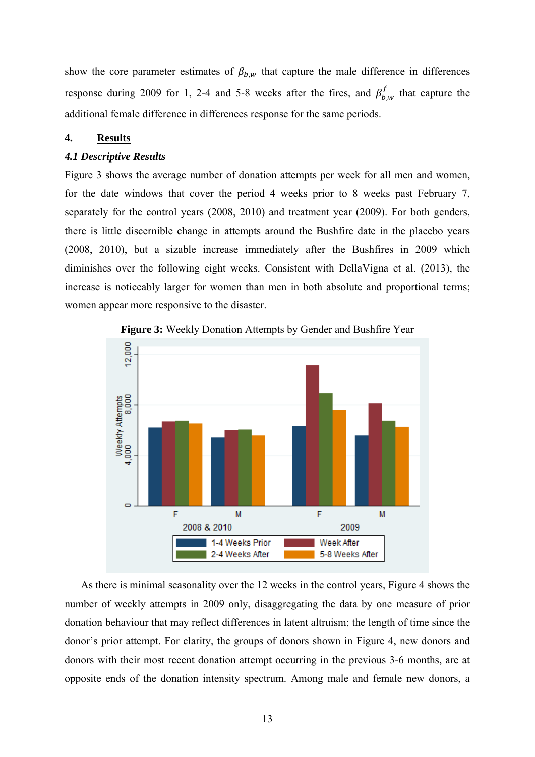show the core parameter estimates of $\beta_{b,w}$ that capture the male difference in differences response during 2009 for 1, 2-4 and 5-8 weeks after the fires, and $\beta_{b,w}^{f}$ that capture the additional female difference in differences response for the same periods.

## 4. <u>Results</u>

### *4.1 Descriptive Results*

Figure 3 shows the average number of donation attempts per week for all men and women, for the date windows that cover the period 4 weeks prior to 8 weeks past February 7, separately for the control years (2008, 2010) and treatment year (2009). For both genders, there is little discernible change in attempts around the Bushfire date in the placebo years (2008, 2010), but a sizable increase immediately after the Bushfires in 2009 which diminishes over the following eight weeks. Consistent with DellaVigna et al. (2013), the increase is noticeably larger for women than men in both absolute and proportional terms; women appear more responsive to the disaster.

**Figure 3:** Weekly Donation Attempts by Gender and Bushfire Year

As there is minimal seasonality over the 12 weeks in the control years, Figure 4 shows the number of weekly attempts in 2009 only, disaggregating the data by one measure of prior donation behaviour that may reflect differences in latent altruism; the length of time since the donor's prior attempt. For clarity, the groups of donors shown in Figure 4, new donors and donors with their most recent donation attempt occurring in the previous 3-6 months, are at opposite ends of the donation intensity spectrum. Among male and female new donors, a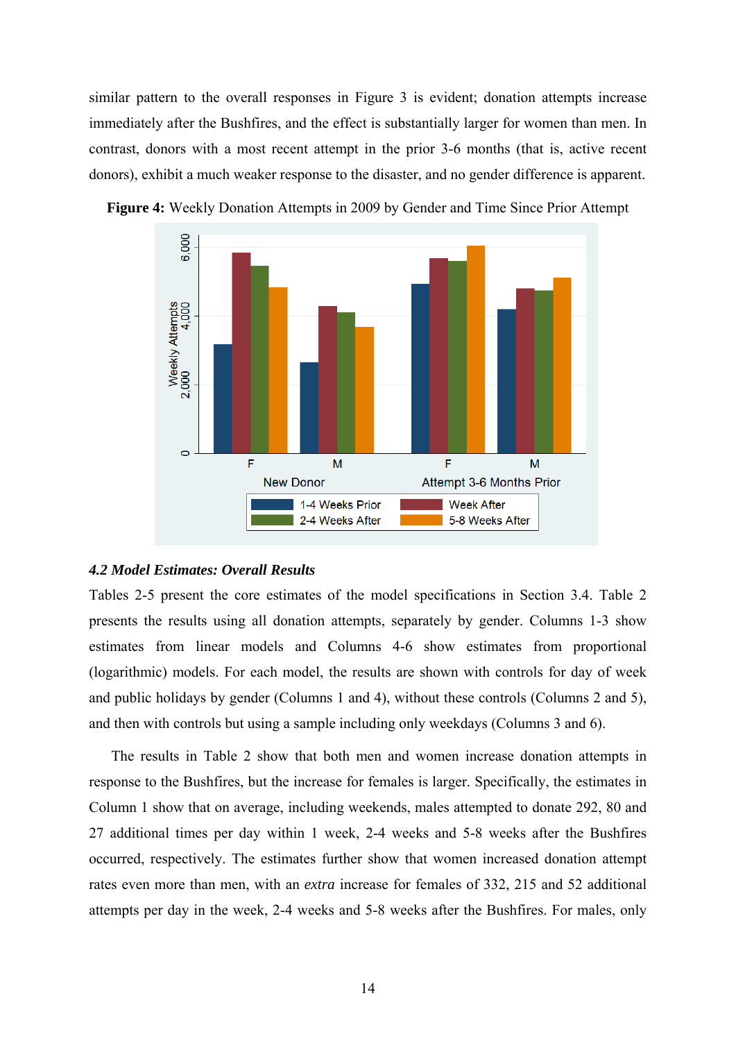similar pattern to the overall responses in Figure 3 is evident; donation attempts increase immediately after the Bushfires, and the effect is substantially larger for women than men. In contrast, donors with a most recent attempt in the prior 3-6 months (that is, active recent donors), exhibit a much weaker response to the disaster, and no gender difference is apparent.

**Figure 4:** Weekly Donation Attempts in 2009 by Gender and Time Since Prior Attempt

### 4.2 *Model Estimates: Overall Results*

Tables 2-5 present the core estimates of the model specifications in Section 3.4. Table 2 presents the results using all donation attempts, separately by gender. Columns 1-3 show estimates from linear models and Columns 4-6 show estimates from proportional (logarithmic) models. For each model, the results are shown with controls for day of week and public holidays by gender (Columns 1 and 4), without these controls (Columns 2 and 5), and then with controls but using a sample including only weekdays (Columns 3 and 6).

The results in Table 2 show that both men and women increase donation attempts in response to the Bushfires, but the increase for females is larger. Specifically, the estimates in Column 1 show that on average, including weekends, males attempted to donate 292, 80 and 27 additional times per day within 1 week, 2-4 weeks and 5-8 weeks after the Bushfires occurred, respectively. The estimates further show that women increased donation attempt rates even more than men, with an *extra* increase for females of 332, 215 and 52 additional attempts per day in the week, 2-4 weeks and 5-8 weeks after the Bushfires. For males, only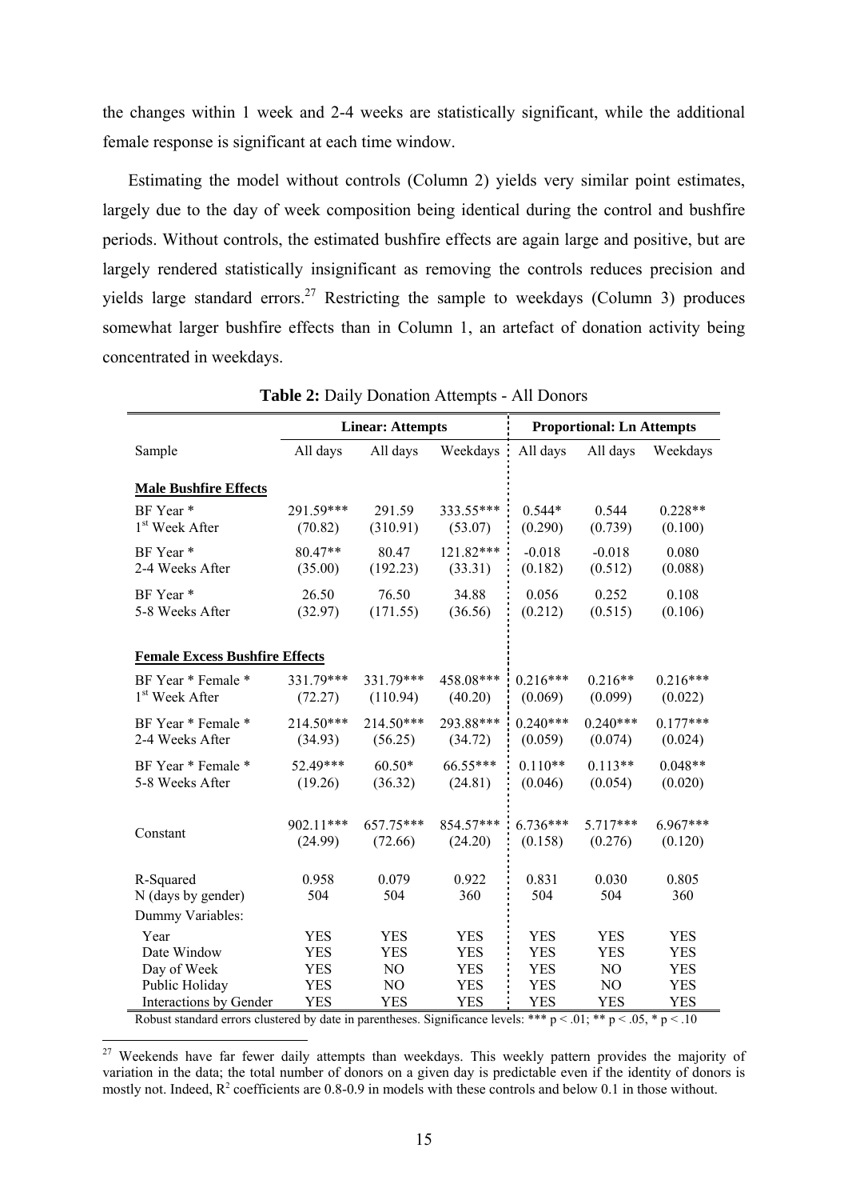the changes within 1 week and 2-4 weeks are statistically significant, while the additional female response is significant at each time window.

Estimating the model without controls (Column 2) yields very similar point estimates, largely due to the day of week composition being identical during the control and bushfire periods. Without controls, the estimated bushfire effects are again large and positive, but are largely rendered statistically insignificant as removing the controls reduces precision and yields large standard errors.[27] Restricting the sample to weekdays (Column 3) produces somewhat larger bushfire effects than in Column 1, an artefact of donation activity being concentrated in weekdays.

**Table 2:** Daily Donation Attempts - All Donors

| | Linear: Attempts | | | Proportional: Ln Attempts | | |
|---|---|---|---|---|---|---|
| Sample | All days | All days | Weekdays | All days | All days | Weekdays |
| **Male Bushfire Effects** | | | | | | |
| BF Year * 1st Week After | 291.59*** (70.82) | 291.59 (310.91) | 333.55*** (53.07) | 0.544* (0.290) | 0.544 (0.739) | 0.228** (0.100) |
| BF Year * 2-4 Weeks After | 80.47** (35.00) | 80.47 (192.23) | 121.82*** (33.31) | -0.018 (0.182) | -0.018 (0.512) | 0.080 (0.088) |
| BF Year * 5-8 Weeks After | 26.50 (32.97) | 76.50 (171.55) | 34.88 (36.56) | 0.056 (0.212) | 0.252 (0.515) | 0.108 (0.106) |
| **Female Excess Bushfire Effects** | | | | | | |
| BF Year * Female * 1st Week After | 331.79*** (72.27) | 331.79*** (110.94) | 458.08*** (40.20) | 0.216*** (0.069) | 0.216** (0.099) | 0.216*** (0.022) |
| BF Year * Female * 2-4 Weeks After | 214.50*** (34.93) | 214.50*** (56.25) | 293.88*** (34.72) | 0.240*** (0.059) | 0.240*** (0.074) | 0.177*** (0.024) |
| BF Year * Female * 5-8 Weeks After | 52.49*** (19.26) | 60.50* (36.32) | 66.55*** (24.81) | 0.110** (0.046) | 0.113** (0.054) | 0.048** (0.020) |
| Constant | 902.11*** (24.99) | 657.75*** (72.66) | 854.57*** (24.20) | 6.736*** (0.158) | 5.717*** (0.276) | 6.967*** (0.120) |
| R-Squared | 0.958 | 0.079 | 0.922 | 0.831 | 0.030 | 0.805 |
| N (days by gender) | 504 | 504 | 360 | 504 | 504 | 360 |
| Dummy Variables: | | | | | | |
| Year | YES | YES | YES | YES | YES | YES |
| Date Window | YES | YES | YES | YES | YES | YES |
| Day of Week | YES | NO | YES | YES | NO | YES |
| Public Holiday | YES | NO | YES | YES | NO | YES |
| Interactions by Gender | YES | YES | YES | YES | YES | YES |

Robust standard errors clustered by date in parentheses. Significance levels: *** $p < .01$; ** $p < .05$, * $p < .10$

[27] Weekends have far fewer daily attempts than weekdays. This weekly pattern provides the majority of variation in the data; the total number of donors on a given day is predictable even if the identity of donors is mostly not. Indeed, $R^2$ coefficients are 0.8-0.9 in models with these controls and below 0.1 in those without.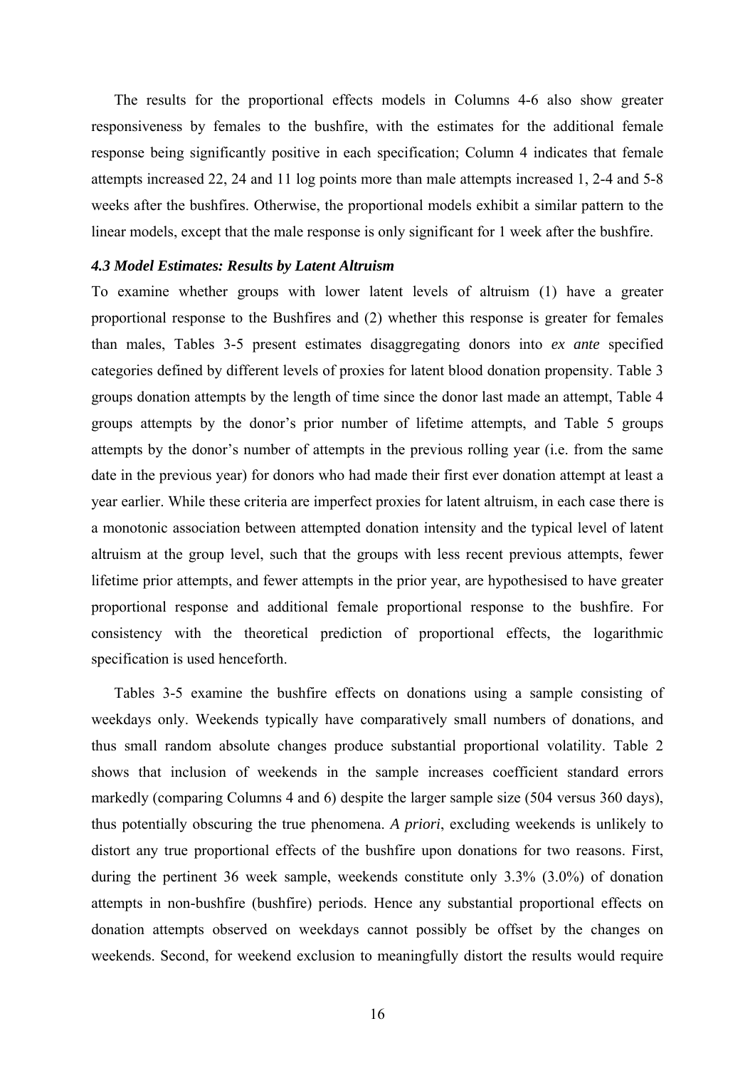The results for the proportional effects models in Columns 4-6 also show greater responsiveness by females to the bushfire, with the estimates for the additional female response being significantly positive in each specification; Column 4 indicates that female attempts increased 22, 24 and 11 log points more than male attempts increased 1, 2-4 and 5-8 weeks after the bushfires. Otherwise, the proportional models exhibit a similar pattern to the linear models, except that the male response is only significant for 1 week after the bushfire.

### *4.3 Model Estimates: Results by Latent Altruism*

To examine whether groups with lower latent levels of altruism (1) have a greater proportional response to the Bushfires and (2) whether this response is greater for females than males, Tables 3-5 present estimates disaggregating donors into *ex ante* specified categories defined by different levels of proxies for latent blood donation propensity. Table 3 groups donation attempts by the length of time since the donor last made an attempt, Table 4 groups attempts by the donor's prior number of lifetime attempts, and Table 5 groups attempts by the donor's number of attempts in the previous rolling year (i.e. from the same date in the previous year) for donors who had made their first ever donation attempt at least a year earlier. While these criteria are imperfect proxies for latent altruism, in each case there is a monotonic association between attempted donation intensity and the typical level of latent altruism at the group level, such that the groups with less recent previous attempts, fewer lifetime prior attempts, and fewer attempts in the prior year, are hypothesised to have greater proportional response and additional female proportional response to the bushfire. For consistency with the theoretical prediction of proportional effects, the logarithmic specification is used henceforth.

Tables 3-5 examine the bushfire effects on donations using a sample consisting of weekdays only. Weekends typically have comparatively small numbers of donations, and thus small random absolute changes produce substantial proportional volatility. Table 2 shows that inclusion of weekends in the sample increases coefficient standard errors markedly (comparing Columns 4 and 6) despite the larger sample size (504 versus 360 days), thus potentially obscuring the true phenomena. *A priori*, excluding weekends is unlikely to distort any true proportional effects of the bushfire upon donations for two reasons. First, during the pertinent 36 week sample, weekends constitute only 3.3% (3.0%) of donation attempts in non-bushfire (bushfire) periods. Hence any substantial proportional effects on donation attempts observed on weekdays cannot possibly be offset by the changes on weekends. Second, for weekend exclusion to meaningfully distort the results would require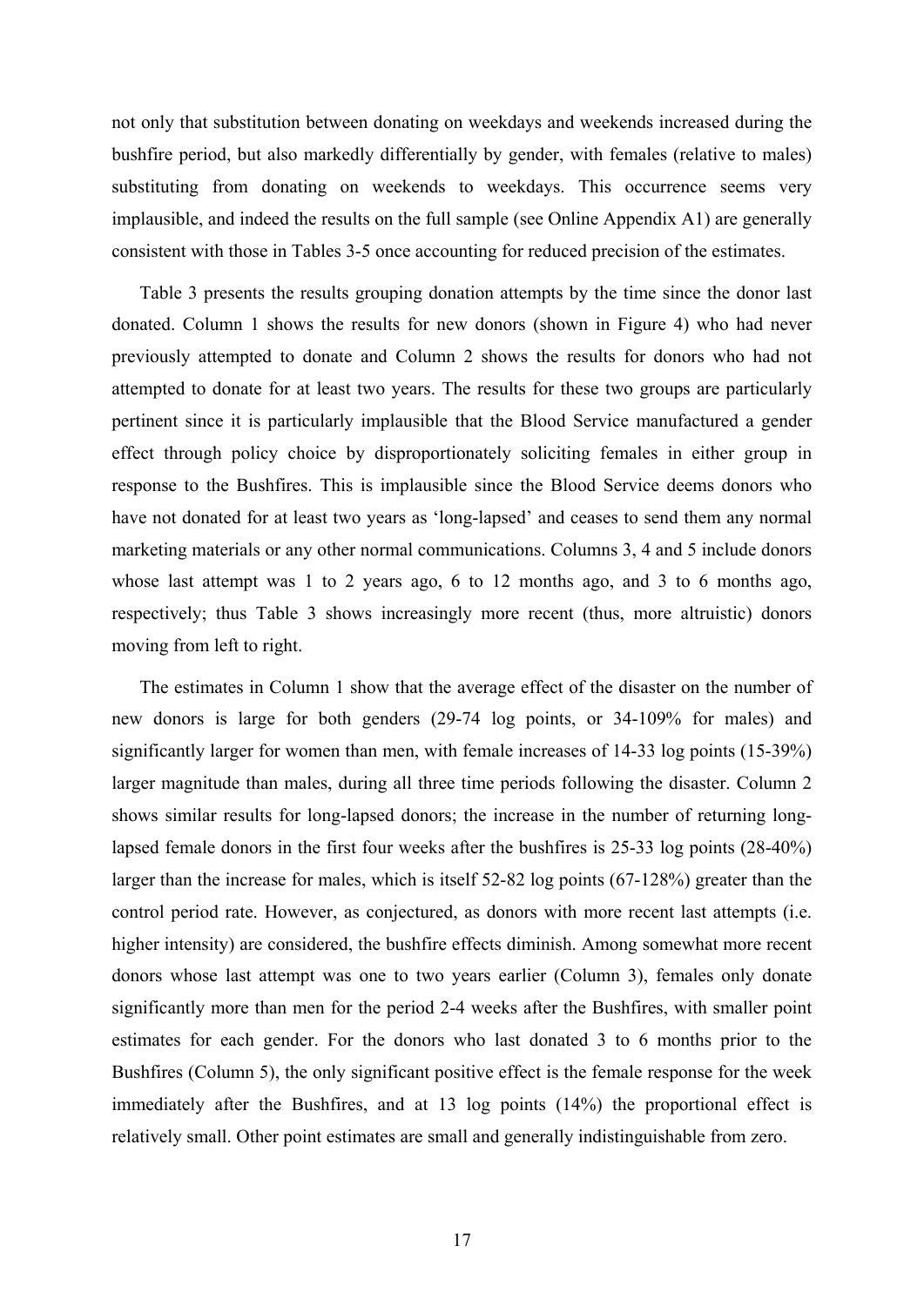not only that substitution between donating on weekdays and weekends increased during the bushfire period, but also markedly differentially by gender, with females (relative to males) substituting from donating on weekends to weekdays. This occurrence seems very implausible, and indeed the results on the full sample (see Online Appendix A1) are generally consistent with those in Tables 3-5 once accounting for reduced precision of the estimates.

Table 3 presents the results grouping donation attempts by the time since the donor last donated. Column 1 shows the results for new donors (shown in Figure 4) who had never previously attempted to donate and Column 2 shows the results for donors who had not attempted to donate for at least two years. The results for these two groups are particularly pertinent since it is particularly implausible that the Blood Service manufactured a gender effect through policy choice by disproportionately soliciting females in either group in response to the Bushfires. This is implausible since the Blood Service deems donors who have not donated for at least two years as 'long-lapsed' and ceases to send them any normal marketing materials or any other normal communications. Columns 3, 4 and 5 include donors whose last attempt was 1 to 2 years ago, 6 to 12 months ago, and 3 to 6 months ago, respectively; thus Table 3 shows increasingly more recent (thus, more altruistic) donors moving from left to right.

The estimates in Column 1 show that the average effect of the disaster on the number of new donors is large for both genders (29-74 log points, or 34-109% for males) and significantly larger for women than men, with female increases of 14-33 log points (15-39%) larger magnitude than males, during all three time periods following the disaster. Column 2 shows similar results for long-lapsed donors; the increase in the number of returning long-lapsed female donors in the first four weeks after the bushfires is 25-33 log points (28-40%) larger than the increase for males, which is itself 52-82 log points (67-128%) greater than the control period rate. However, as conjectured, as donors with more recent last attempts (i.e. higher intensity) are considered, the bushfire effects diminish. Among somewhat more recent donors whose last attempt was one to two years earlier (Column 3), females only donate significantly more than men for the period 2-4 weeks after the Bushfires, with smaller point estimates for each gender. For the donors who last donated 3 to 6 months prior to the Bushfires (Column 5), the only significant positive effect is the female response for the week immediately after the Bushfires, and at 13 log points (14%) the proportional effect is relatively small. Other point estimates are small and generally indistinguishable from zero.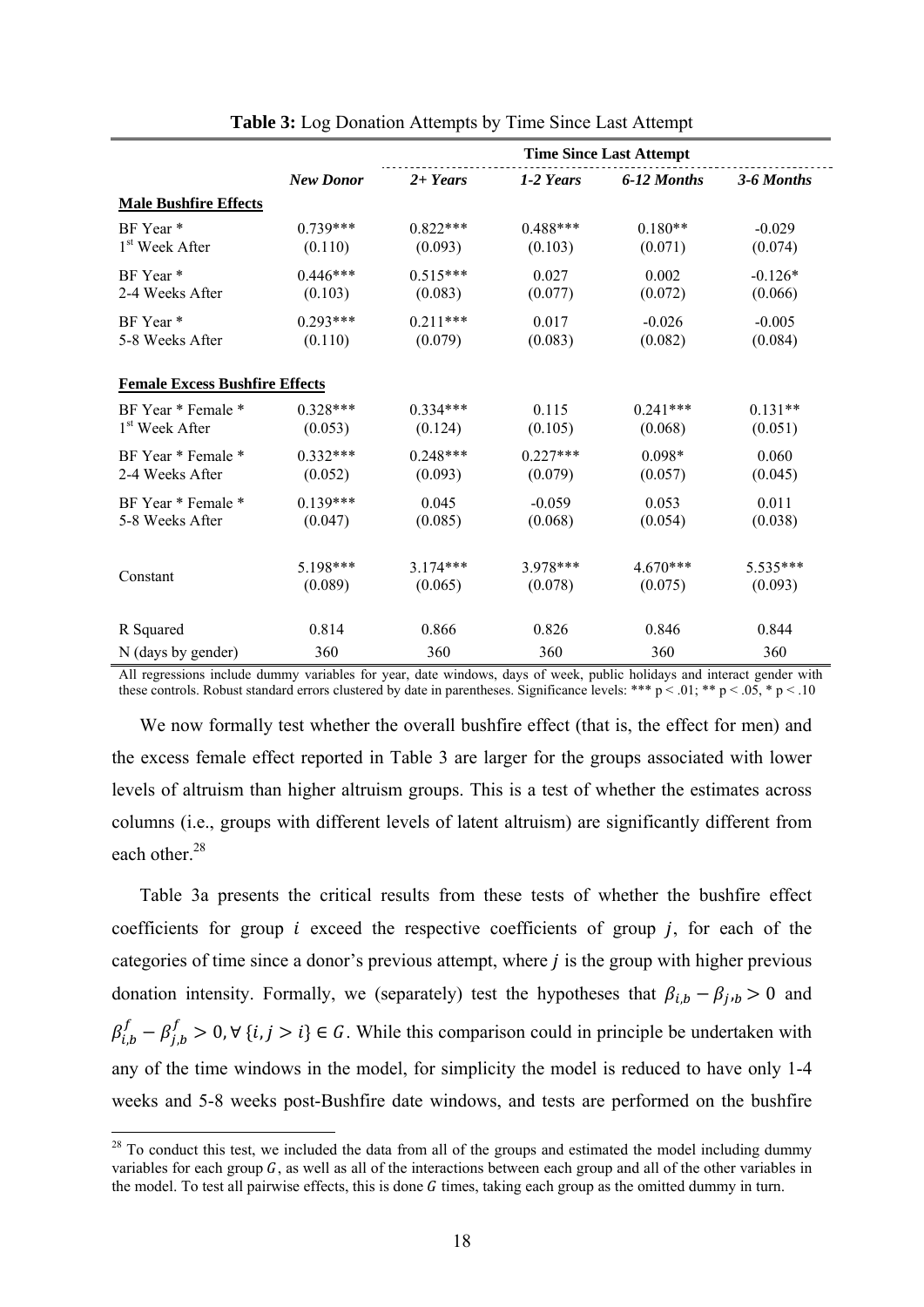**Table 3:** Log Donation Attempts by Time Since Last Attempt

| | | Time Since Last Attempt | | | |
|---|---|---|---|---|---|
| | *New Donor* | *2+ Years* | *1-2 Years* | *6-12 Months* | *3-6 Months* |
| **Male Bushfire Effects** | | | | | |
| BF Year * 1st Week After | 0.739*** (0.110) | 0.822*** (0.093) | 0.488*** (0.103) | 0.180** (0.071) | -0.029 (0.074) |
| BF Year * 2-4 Weeks After | 0.446*** (0.103) | 0.515*** (0.083) | 0.027 (0.077) | 0.002 (0.072) | -0.126* (0.066) |
| BF Year * 5-8 Weeks After | 0.293*** (0.110) | 0.211*** (0.079) | 0.017 (0.083) | -0.026 (0.082) | -0.005 (0.084) |
| **Female Excess Bushfire Effects** | | | | | |
| BF Year * Female * 1st Week After | 0.328*** (0.053) | 0.334*** (0.124) | 0.115 (0.105) | 0.241*** (0.068) | 0.131** (0.051) |
| BF Year * Female * 2-4 Weeks After | 0.332*** (0.052) | 0.248*** (0.093) | 0.227*** (0.079) | 0.098* (0.057) | 0.060 (0.045) |
| BF Year * Female * 5-8 Weeks After | 0.139*** (0.047) | 0.045 (0.085) | -0.059 (0.068) | 0.053 (0.054) | 0.011 (0.038) |
| Constant | 5.198*** (0.089) | 3.174*** (0.065) | 3.978*** (0.078) | 4.670*** (0.075) | 5.535*** (0.093) |
| R Squared | 0.814 | 0.866 | 0.826 | 0.846 | 0.844 |
| N (days by gender) | 360 | 360 | 360 | 360 | 360 |

All regressions include dummy variables for year, date windows, days of week, public holidays and interact gender with these controls. Robust standard errors clustered by date in parentheses. Significance levels: *** p < .01; ** p < .05, * p < .10

We now formally test whether the overall bushfire effect (that is, the effect for men) and the excess female effect reported in Table 3 are larger for the groups associated with lower levels of altruism than higher altruism groups. This is a test of whether the estimates across columns (i.e., groups with different levels of latent altruism) are significantly different from each other.[28]

Table 3a presents the critical results from these tests of whether the bushfire effect coefficients for group $i$ exceed the respective coefficients of group $j$, for each of the categories of time since a donor's previous attempt, where $j$ is the group with higher previous donation intensity. Formally, we (separately) test the hypotheses that $\beta_{i,b} - \beta_{j,b} > 0$ and $\beta_{i,b}^{f} - \beta_{j,b}^{f} > 0, \forall \{i, j > i\} \in G$. While this comparison could in principle be undertaken with any of the time windows in the model, for simplicity the model is reduced to have only 1-4 weeks and 5-8 weeks post-Bushfire date windows, and tests are performed on the bushfire

[28] To conduct this test, we included the data from all of the groups and estimated the model including dummy variables for each group $G$, as well as all of the interactions between each group and all of the other variables in the model. To test all pairwise effects, this is done $G$ times, taking each group as the omitted dummy in turn.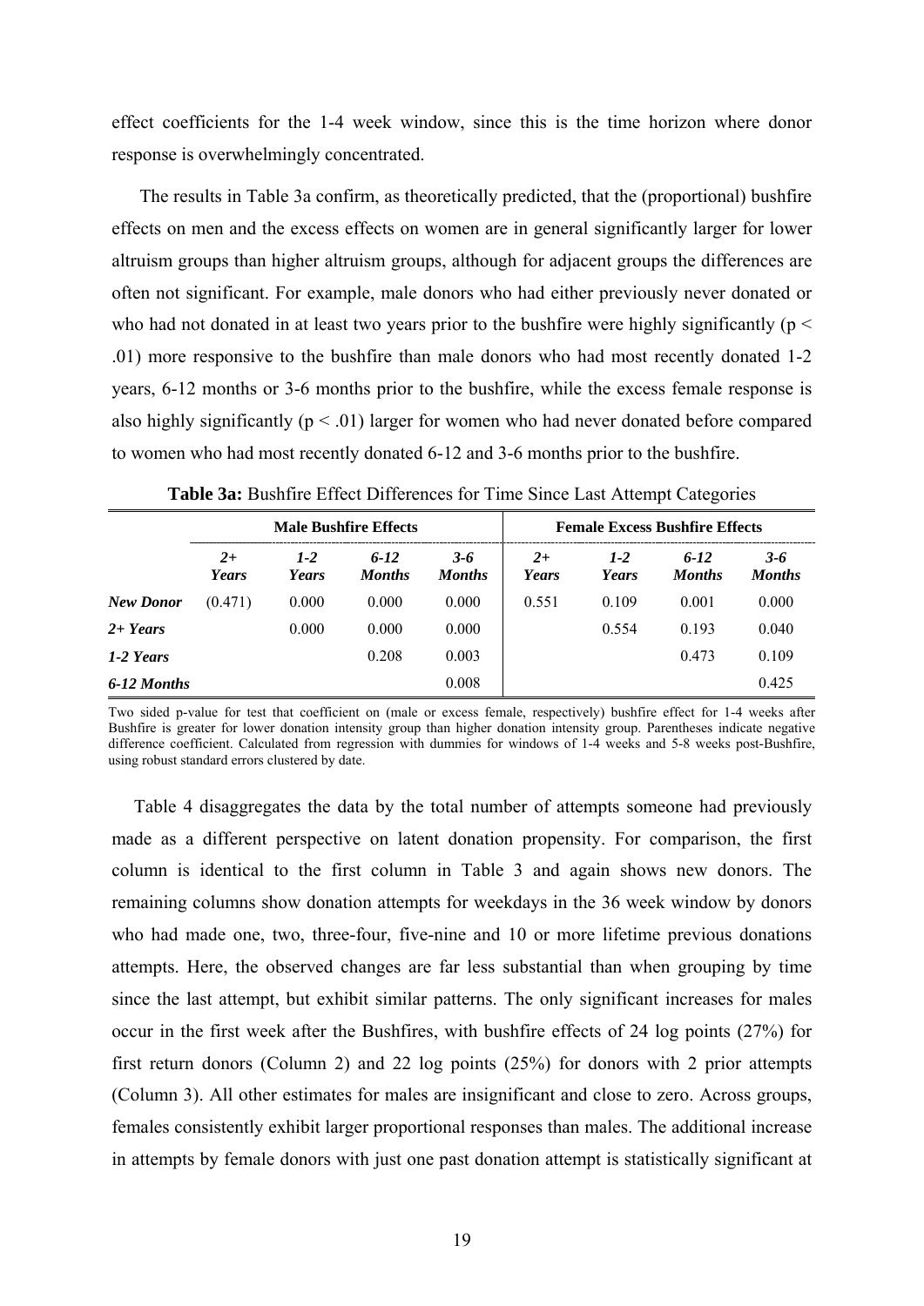effect coefficients for the 1-4 week window, since this is the time horizon where donor response is overwhelmingly concentrated.

The results in Table 3a confirm, as theoretically predicted, that the (proportional) bushfire effects on men and the excess effects on women are in general significantly larger for lower altruism groups than higher altruism groups, although for adjacent groups the differences are often not significant. For example, male donors who had either previously never donated or who had not donated in at least two years prior to the bushfire were highly significantly ($p < .01$) more responsive to the bushfire than male donors who had most recently donated 1-2 years, 6-12 months or 3-6 months prior to the bushfire, while the excess female response is also highly significantly ($p < .01$) larger for women who had never donated before compared to women who had most recently donated 6-12 and 3-6 months prior to the bushfire.

**Table 3a:** Bushfire Effect Differences for Time Since Last Attempt Categories

| | Male Bushfire Effects | | | | Female Excess Bushfire Effects | | | |
|---|---|---|---|---|---|---|---|---|
| | *2+ Years* | *1-2 Years* | *6-12 Months* | *3-6 Months* | *2+ Years* | *1-2 Years* | *6-12 Months* | *3-6 Months* |
| ***New Donor*** | (0.471) | 0.000 | 0.000 | 0.000 | 0.551 | 0.109 | 0.001 | 0.000 |
| ***2+ Years*** | | 0.000 | 0.000 | 0.000 | | 0.554 | 0.193 | 0.040 |
| ***1-2 Years*** | | | 0.208 | 0.003 | | | 0.473 | 0.109 |
| ***6-12 Months*** | | | | 0.008 | | | | 0.425 |

Two sided p-value for test that coefficient on (male or excess female, respectively) bushfire effect for 1-4 weeks after Bushfire is greater for lower donation intensity group than higher donation intensity group. Parentheses indicate negative difference coefficient. Calculated from regression with dummies for windows of 1-4 weeks and 5-8 weeks post-Bushfire, using robust standard errors clustered by date.

Table 4 disaggregates the data by the total number of attempts someone had previously made as a different perspective on latent donation propensity. For comparison, the first column is identical to the first column in Table 3 and again shows new donors. The remaining columns show donation attempts for weekdays in the 36 week window by donors who had made one, two, three-four, five-nine and 10 or more lifetime previous donations attempts. Here, the observed changes are far less substantial than when grouping by time since the last attempt, but exhibit similar patterns. The only significant increases for males occur in the first week after the Bushfires, with bushfire effects of 24 log points (27%) for first return donors (Column 2) and 22 log points (25%) for donors with 2 prior attempts (Column 3). All other estimates for males are insignificant and close to zero. Across groups, females consistently exhibit larger proportional responses than males. The additional increase in attempts by female donors with just one past donation attempt is statistically significant at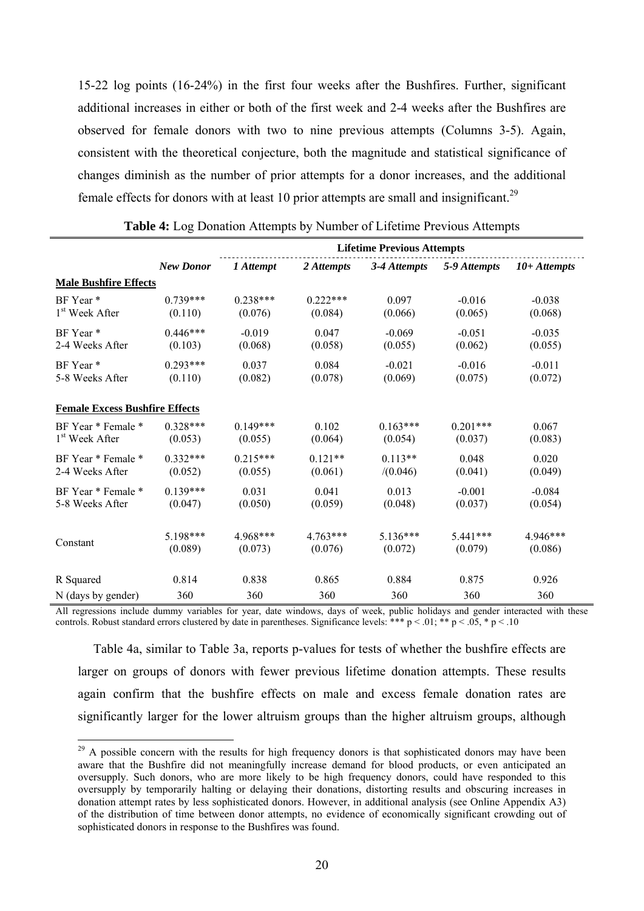15-22 log points (16-24%) in the first four weeks after the Bushfires. Further, significant additional increases in either or both of the first week and 2-4 weeks after the Bushfires are observed for female donors with two to nine previous attempts (Columns 3-5). Again, consistent with the theoretical conjecture, both the magnitude and statistical significance of changes diminish as the number of prior attempts for a donor increases, and the additional female effects for donors with at least 10 prior attempts are small and insignificant.[29]

**Table 4:** Log Donation Attempts by Number of Lifetime Previous Attempts

| | | Lifetime Previous Attempts | | | | |
|---|---|---|---|---|---|---|
| | *New Donor* | *1 Attempt* | *2 Attempts* | *3-4 Attempts* | *5-9 Attempts* | *10+ Attempts* |
| **Male Bushfire Effects** | | | | | | |
| BF Year * 1st Week After | 0.739*** | 0.238*** | 0.222*** | 0.097 | -0.016 | -0.038 |
| | (0.110) | (0.076) | (0.084) | (0.066) | (0.065) | (0.068) |
| BF Year * 2-4 Weeks After | 0.446*** | -0.019 | 0.047 | -0.069 | -0.051 | -0.035 |
| | (0.103) | (0.068) | (0.058) | (0.055) | (0.062) | (0.055) |
| BF Year * 5-8 Weeks After | 0.293*** | 0.037 | 0.084 | -0.021 | -0.016 | -0.011 |
| | (0.110) | (0.082) | (0.078) | (0.069) | (0.075) | (0.072) |
| **Female Excess Bushfire Effects** | | | | | | |
| BF Year * Female * 1st Week After | 0.328*** | 0.149*** | 0.102 | 0.163*** | 0.201*** | 0.067 |
| | (0.053) | (0.055) | (0.064) | (0.054) | (0.037) | (0.083) |
| BF Year * Female * 2-4 Weeks After | 0.332*** | 0.215*** | 0.121** | 0.113** | 0.048 | 0.020 |
| | (0.052) | (0.055) | (0.061) | /(0.046) | (0.041) | (0.049) |
| BF Year * Female * 5-8 Weeks After | 0.139*** | 0.031 | 0.041 | 0.013 | -0.001 | -0.084 |
| | (0.047) | (0.050) | (0.059) | (0.048) | (0.037) | (0.054) |
| Constant | 5.198*** | 4.968*** | 4.763*** | 5.136*** | 5.441*** | 4.946*** |
| | (0.089) | (0.073) | (0.076) | (0.072) | (0.079) | (0.086) |
| R Squared | 0.814 | 0.838 | 0.865 | 0.884 | 0.875 | 0.926 |
| N (days by gender) | 360 | 360 | 360 | 360 | 360 | 360 |

All regressions include dummy variables for year, date windows, days of week, public holidays and gender interacted with these controls. Robust standard errors clustered by date in parentheses. Significance levels: *** $p < .01$; ** $p < .05$, * $p < .10$

Table 4a, similar to Table 3a, reports p-values for tests of whether the bushfire effects are larger on groups of donors with fewer previous lifetime donation attempts. These results again confirm that the bushfire effects on male and excess female donation rates are significantly larger for the lower altruism groups than the higher altruism groups, although

[29] A possible concern with the results for high frequency donors is that sophisticated donors may have been aware that the Bushfire did not meaningfully increase demand for blood products, or even anticipated an oversupply. Such donors, who are more likely to be high frequency donors, could have responded to this oversupply by temporarily halting or delaying their donations, distorting results and obscuring increases in donation attempt rates by less sophisticated donors. However, in additional analysis (see Online Appendix A3) of the distribution of time between donor attempts, no evidence of economically significant crowding out of sophisticated donors in response to the Bushfires was found.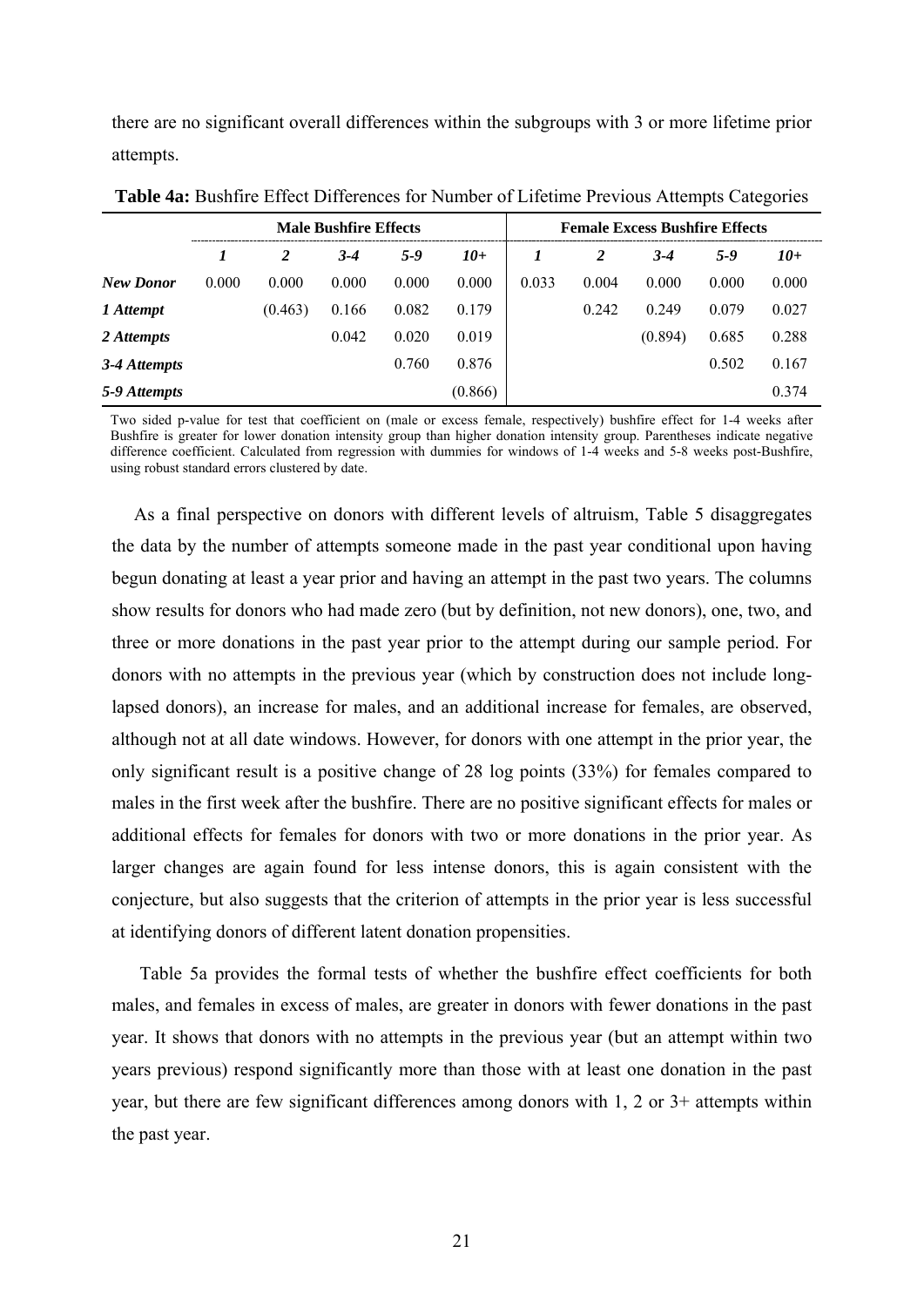there are no significant overall differences within the subgroups with 3 or more lifetime prior attempts.

**Table 4a:** Bushfire Effect Differences for Number of Lifetime Previous Attempts Categories

| | Male Bushfire Effects | | | | | Female Excess Bushfire Effects | | | | |
|---|---|---|---|---|---|---|---|---|---|---|
| | *1* | *2* | *3-4* | *5-9* | *10+* | *1* | *2* | *3-4* | *5-9* | *10+* |
| ***New Donor*** | 0.000 | 0.000 | 0.000 | 0.000 | 0.000 | 0.033 | 0.004 | 0.000 | 0.000 | 0.000 |
| ***1 Attempt*** | | (0.463) | 0.166 | 0.082 | 0.179 | | 0.242 | 0.249 | 0.079 | 0.027 |
| ***2 Attempts*** | | | 0.042 | 0.020 | 0.019 | | | (0.894) | 0.685 | 0.288 |
| ***3-4 Attempts*** | | | | 0.760 | 0.876 | | | | 0.502 | 0.167 |
| ***5-9 Attempts*** | | | | | (0.866) | | | | | 0.374 |

Two sided p-value for test that coefficient on (male or excess female, respectively) bushfire effect for 1-4 weeks after Bushfire is greater for lower donation intensity group than higher donation intensity group. Parentheses indicate negative difference coefficient. Calculated from regression with dummies for windows of 1-4 weeks and 5-8 weeks post-Bushfire, using robust standard errors clustered by date.

As a final perspective on donors with different levels of altruism, Table 5 disaggregates the data by the number of attempts someone made in the past year conditional upon having begun donating at least a year prior and having an attempt in the past two years. The columns show results for donors who had made zero (but by definition, not new donors), one, two, and three or more donations in the past year prior to the attempt during our sample period. For donors with no attempts in the previous year (which by construction does not include long-lapsed donors), an increase for males, and an additional increase for females, are observed, although not at all date windows. However, for donors with one attempt in the prior year, the only significant result is a positive change of 28 log points (33%) for females compared to males in the first week after the bushfire. There are no positive significant effects for males or additional effects for females for donors with two or more donations in the prior year. As larger changes are again found for less intense donors, this is again consistent with the conjecture, but also suggests that the criterion of attempts in the prior year is less successful at identifying donors of different latent donation propensities.

Table 5a provides the formal tests of whether the bushfire effect coefficients for both males, and females in excess of males, are greater in donors with fewer donations in the past year. It shows that donors with no attempts in the previous year (but an attempt within two years previous) respond significantly more than those with at least one donation in the past year, but there are few significant differences among donors with 1, 2 or 3+ attempts within the past year.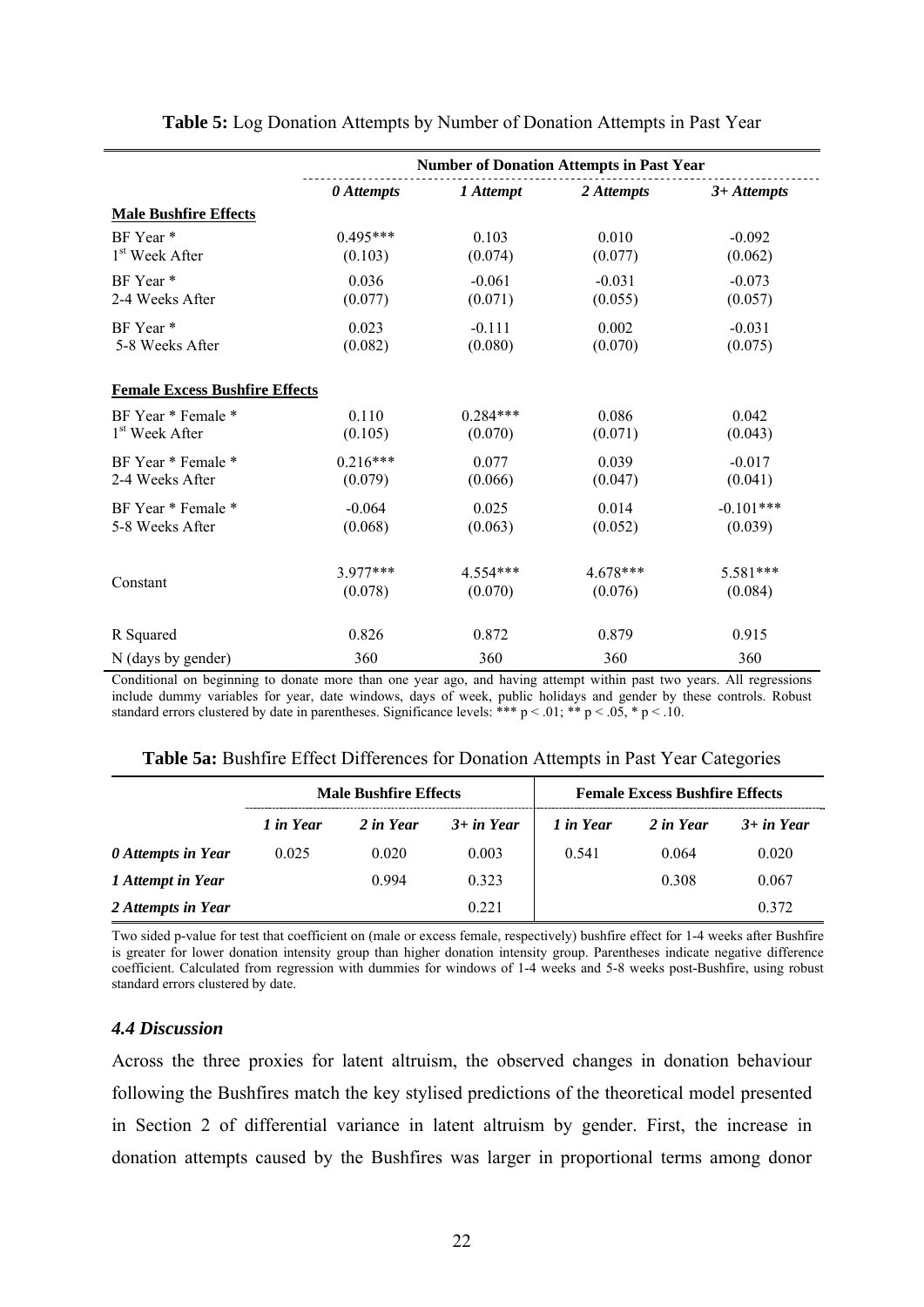**Table 5:** Log Donation Attempts by Number of Donation Attempts in Past Year

| | Number of Donation Attempts in Past Year | | | |
|---|---|---|---|---|
| | *0 Attempts* | *1 Attempt* | *2 Attempts* | *3+ Attempts* |
| **Male Bushfire Effects** | | | | |
| BF Year * 1st Week After | 0.495*** (0.103) | 0.103 (0.074) | 0.010 (0.077) | -0.092 (0.062) |
| BF Year * 2-4 Weeks After | 0.036 (0.077) | -0.061 (0.071) | -0.031 (0.055) | -0.073 (0.057) |
| BF Year * 5-8 Weeks After | 0.023 (0.082) | -0.111 (0.080) | 0.002 (0.070) | -0.031 (0.075) |
| **Female Excess Bushfire Effects** | | | | |
| BF Year * Female * 1st Week After | 0.110 (0.105) | 0.284*** (0.070) | 0.086 (0.071) | 0.042 (0.043) |
| BF Year * Female * 2-4 Weeks After | 0.216*** (0.079) | 0.077 (0.066) | 0.039 (0.047) | -0.017 (0.041) |
| BF Year * Female * 5-8 Weeks After | -0.064 (0.068) | 0.025 (0.063) | 0.014 (0.052) | -0.101*** (0.039) |
| Constant | 3.977*** (0.078) | 4.554*** (0.070) | 4.678*** (0.076) | 5.581*** (0.084) |
| R Squared | 0.826 | 0.872 | 0.879 | 0.915 |
| N (days by gender) | 360 | 360 | 360 | 360 |

Conditional on beginning to donate more than one year ago, and having attempt within past two years. All regressions include dummy variables for year, date windows, days of week, public holidays and gender by these controls. Robust standard errors clustered by date in parentheses. Significance levels: *** p < .01; ** p < .05, * p < .10.

**Table 5a:** Bushfire Effect Differences for Donation Attempts in Past Year Categories

| | Male Bushfire Effects | | | Female Excess Bushfire Effects | | |
|---|---|---|---|---|---|---|
| | *1 in Year* | *2 in Year* | *3+ in Year* | *1 in Year* | *2 in Year* | *3+ in Year* |
| ***0 Attempts in Year*** | 0.025 | 0.020 | 0.003 | 0.541 | 0.064 | 0.020 |
| ***1 Attempt in Year*** | | 0.994 | 0.323 | | 0.308 | 0.067 |
| ***2 Attempts in Year*** | | | 0.221 | | | 0.372 |

Two sided p-value for test that coefficient on (male or excess female, respectively) bushfire effect for 1-4 weeks after Bushfire is greater for lower donation intensity group than higher donation intensity group. Parentheses indicate negative difference coefficient. Calculated from regression with dummies for windows of 1-4 weeks and 5-8 weeks post-Bushfire, using robust standard errors clustered by date.

### *4.4 Discussion*

Across the three proxies for latent altruism, the observed changes in donation behaviour following the Bushfires match the key stylised predictions of the theoretical model presented in Section 2 of differential variance in latent altruism by gender. First, the increase in donation attempts caused by the Bushfires was larger in proportional terms among donor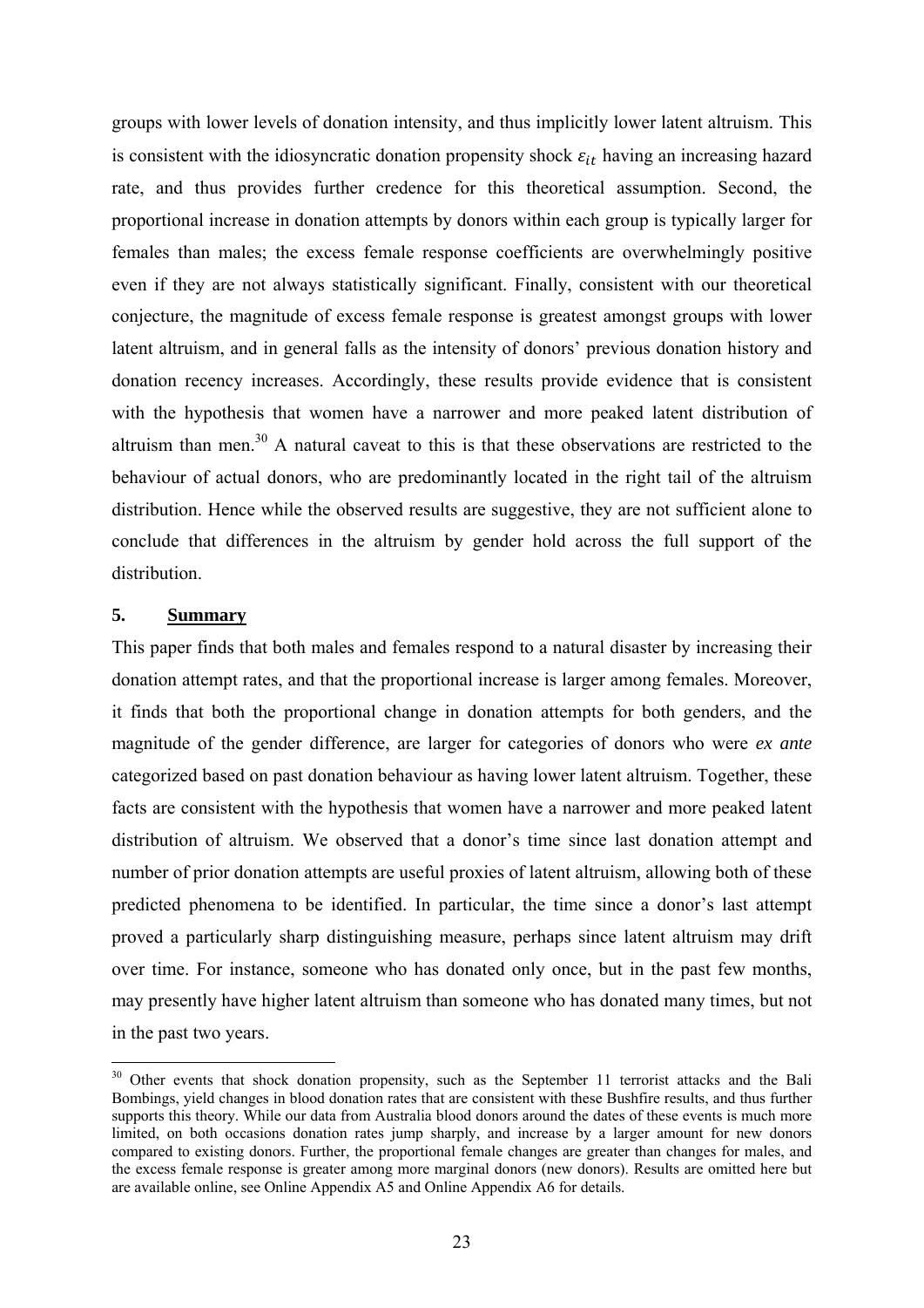groups with lower levels of donation intensity, and thus implicitly lower latent altruism. This is consistent with the idiosyncratic donation propensity shock $\varepsilon_{it}$ having an increasing hazard rate, and thus provides further credence for this theoretical assumption. Second, the proportional increase in donation attempts by donors within each group is typically larger for females than males; the excess female response coefficients are overwhelmingly positive even if they are not always statistically significant. Finally, consistent with our theoretical conjecture, the magnitude of excess female response is greatest amongst groups with lower latent altruism, and in general falls as the intensity of donors' previous donation history and donation recency increases. Accordingly, these results provide evidence that is consistent with the hypothesis that women have a narrower and more peaked latent distribution of altruism than men.[30] A natural caveat to this is that these observations are restricted to the behaviour of actual donors, who are predominantly located in the right tail of the altruism distribution. Hence while the observed results are suggestive, they are not sufficient alone to conclude that differences in the altruism by gender hold across the full support of the distribution.

## 5. Summary

This paper finds that both males and females respond to a natural disaster by increasing their donation attempt rates, and that the proportional increase is larger among females. Moreover, it finds that both the proportional change in donation attempts for both genders, and the magnitude of the gender difference, are larger for categories of donors who were *ex ante* categorized based on past donation behaviour as having lower latent altruism. Together, these facts are consistent with the hypothesis that women have a narrower and more peaked latent distribution of altruism. We observed that a donor's time since last donation attempt and number of prior donation attempts are useful proxies of latent altruism, allowing both of these predicted phenomena to be identified. In particular, the time since a donor's last attempt proved a particularly sharp distinguishing measure, perhaps since latent altruism may drift over time. For instance, someone who has donated only once, but in the past few months, may presently have higher latent altruism than someone who has donated many times, but not in the past two years.

[30] Other events that shock donation propensity, such as the September 11 terrorist attacks and the Bali Bombings, yield changes in blood donation rates that are consistent with these Bushfire results, and thus further supports this theory. While our data from Australia blood donors around the dates of these events is much more limited, on both occasions donation rates jump sharply, and increase by a larger amount for new donors compared to existing donors. Further, the proportional female changes are greater than changes for males, and the excess female response is greater among more marginal donors (new donors). Results are omitted here but are available online, see Online Appendix A5 and Online Appendix A6 for details.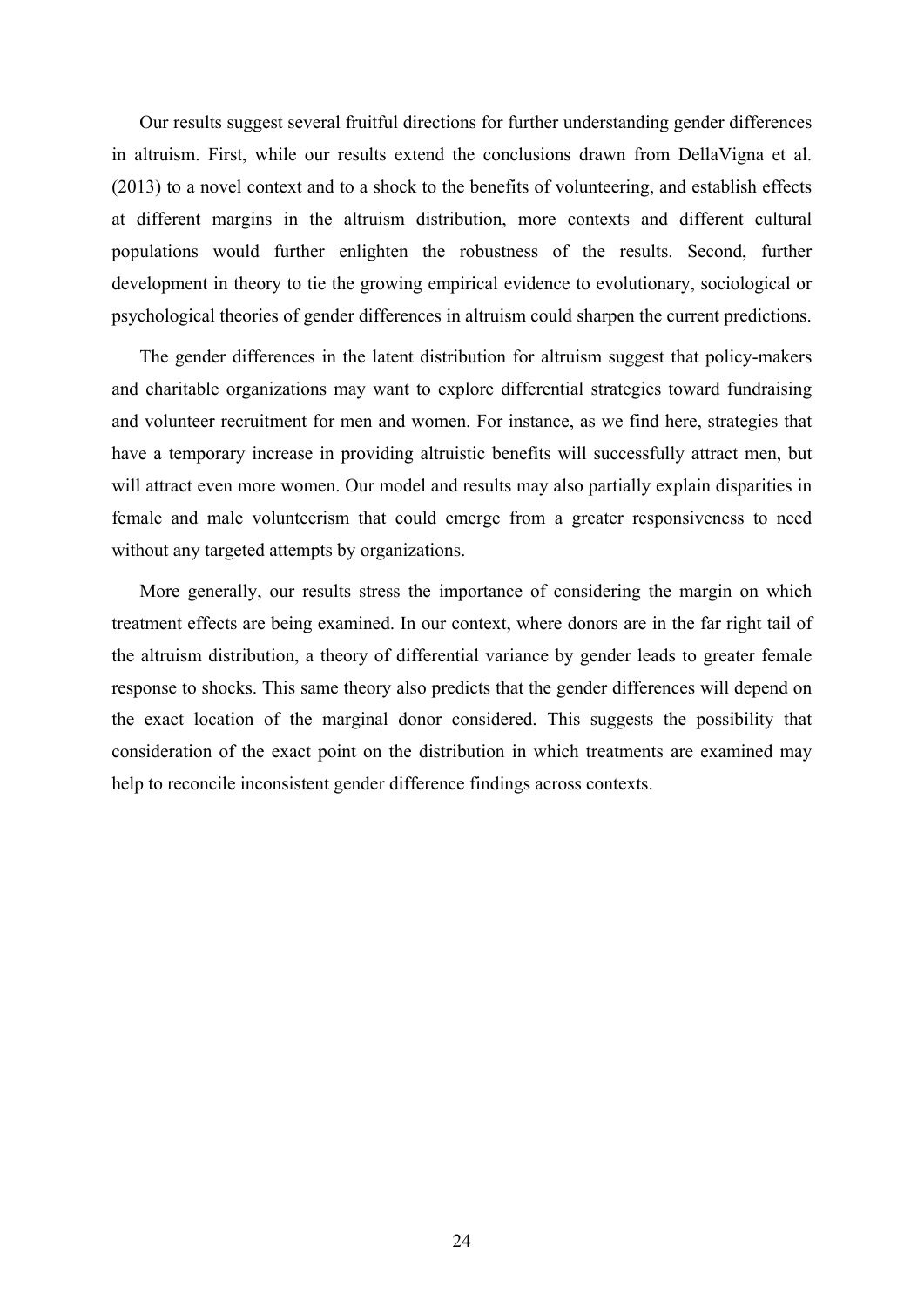Our results suggest several fruitful directions for further understanding gender differences in altruism. First, while our results extend the conclusions drawn from DellaVigna et al. (2013) to a novel context and to a shock to the benefits of volunteering, and establish effects at different margins in the altruism distribution, more contexts and different cultural populations would further enlighten the robustness of the results. Second, further development in theory to tie the growing empirical evidence to evolutionary, sociological or psychological theories of gender differences in altruism could sharpen the current predictions.

The gender differences in the latent distribution for altruism suggest that policy-makers and charitable organizations may want to explore differential strategies toward fundraising and volunteer recruitment for men and women. For instance, as we find here, strategies that have a temporary increase in providing altruistic benefits will successfully attract men, but will attract even more women. Our model and results may also partially explain disparities in female and male volunteerism that could emerge from a greater responsiveness to need without any targeted attempts by organizations.

More generally, our results stress the importance of considering the margin on which treatment effects are being examined. In our context, where donors are in the far right tail of the altruism distribution, a theory of differential variance by gender leads to greater female response to shocks. This same theory also predicts that the gender differences will depend on the exact location of the marginal donor considered. This suggests the possibility that consideration of the exact point on the distribution in which treatments are examined may help to reconcile inconsistent gender difference findings across contexts.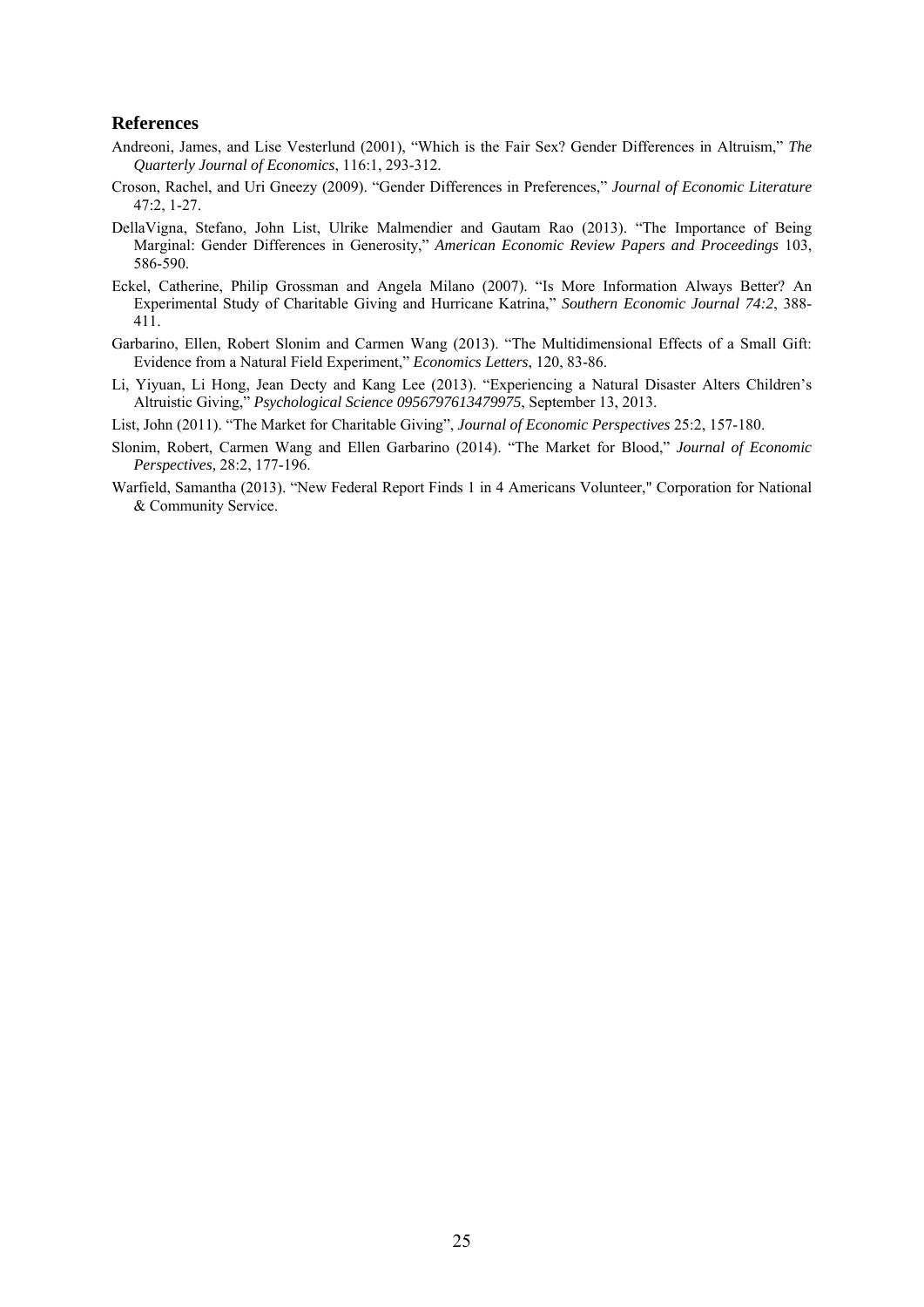## References

Andreoni, James, and Lise Vesterlund (2001), "Which is the Fair Sex? Gender Differences in Altruism," *The Quarterly Journal of Economics*, 116:1, 293-312.

Croson, Rachel, and Uri Gneezy (2009). "Gender Differences in Preferences," *Journal of Economic Literature* 47:2, 1-27.

DellaVigna, Stefano, John List, Ulrike Malmendier and Gautam Rao (2013). "The Importance of Being Marginal: Gender Differences in Generosity," *American Economic Review Papers and Proceedings* 103, 586-590.

Eckel, Catherine, Philip Grossman and Angela Milano (2007). "Is More Information Always Better? An Experimental Study of Charitable Giving and Hurricane Katrina," *Southern Economic Journal 74:2*, 388-411.

Garbarino, Ellen, Robert Slonim and Carmen Wang (2013). "The Multidimensional Effects of a Small Gift: Evidence from a Natural Field Experiment," *Economics Letters*, 120, 83-86.

Li, Yiyuan, Li Hong, Jean Decty and Kang Lee (2013). "Experiencing a Natural Disaster Alters Children's Altruistic Giving," *Psychological Science 0956797613479975*, September 13, 2013.

List, John (2011). "The Market for Charitable Giving", *Journal of Economic Perspectives* 25:2, 157-180.

Slonim, Robert, Carmen Wang and Ellen Garbarino (2014). "The Market for Blood," *Journal of Economic Perspectives,* 28:2, 177-196.

Warfield, Samantha (2013). "New Federal Report Finds 1 in 4 Americans Volunteer," Corporation for National & Community Service.